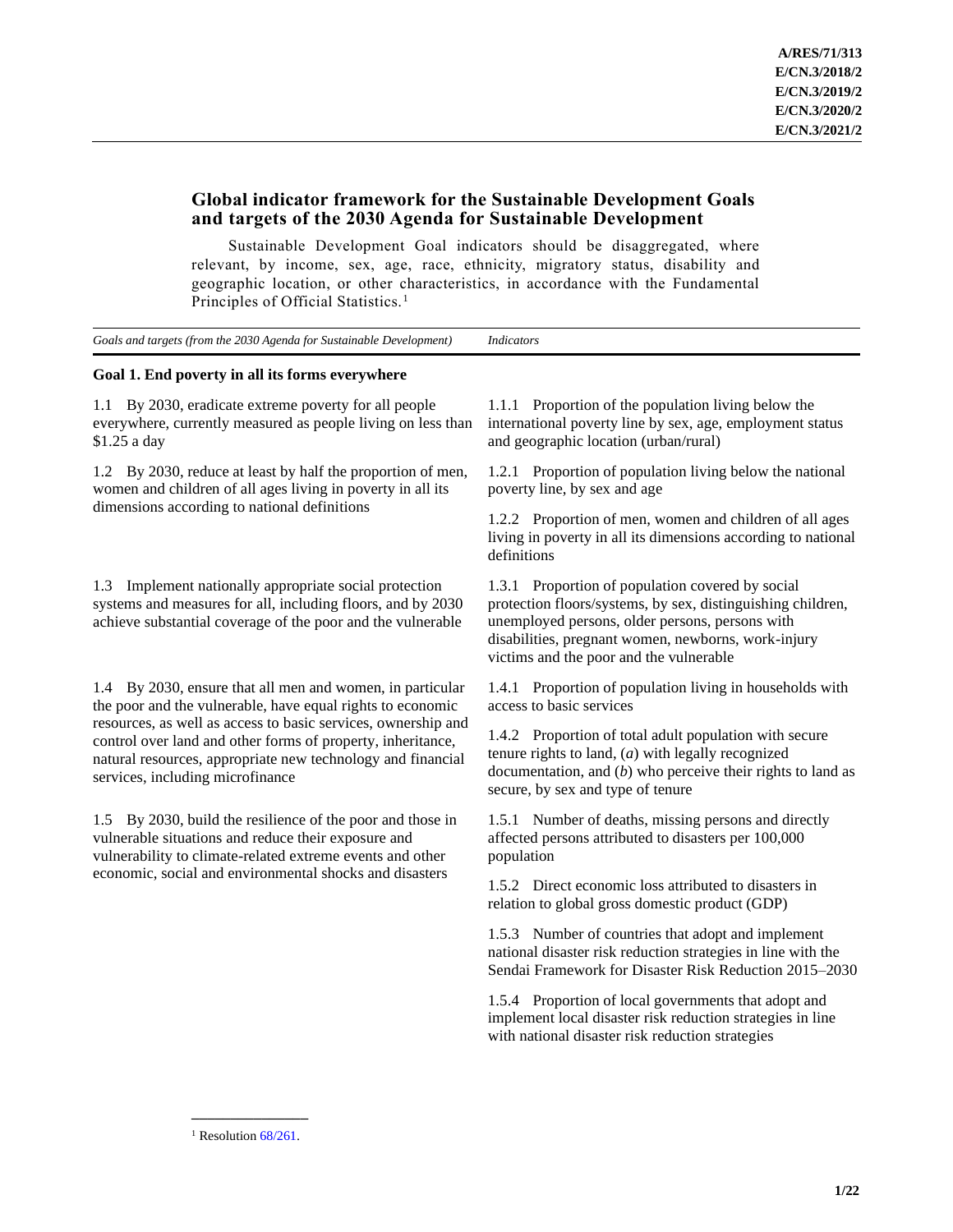A/RES/71/313
E/CN.3/2018/2
E/CN.3/2019/2
E/CN.3/2020/2
E/CN.3/2021/2

# Global indicator framework for the Sustainable Development Goals and targets of the 2030 Agenda for Sustainable Development

Sustainable Development Goal indicators should be disaggregated, where relevant, by income, sex, age, race, ethnicity, migratory status, disability and geographic location, or other characteristics, in accordance with the Fundamental Principles of Official Statistics.[1]

| *Goals and targets (from the 2030 Agenda for Sustainable Development)* | *Indicators* |
| --- | --- |
| **Goal 1. End poverty in all its forms everywhere** | |
| 1.1 By 2030, eradicate extreme poverty for all people everywhere, currently measured as people living on less than $1.25 a day | 1.1.1 Proportion of the population living below the international poverty line by sex, age, employment status and geographic location (urban/rural) |
| 1.2 By 2030, reduce at least by half the proportion of men, women and children of all ages living in poverty in all its dimensions according to national definitions | 1.2.1 Proportion of population living below the national poverty line, by sex and age |
| | 1.2.2 Proportion of men, women and children of all ages living in poverty in all its dimensions according to national definitions |
| 1.3 Implement nationally appropriate social protection systems and measures for all, including floors, and by 2030 achieve substantial coverage of the poor and the vulnerable | 1.3.1 Proportion of population covered by social protection floors/systems, by sex, distinguishing children, unemployed persons, older persons, persons with disabilities, pregnant women, newborns, work-injury victims and the poor and the vulnerable |
| 1.4 By 2030, ensure that all men and women, in particular the poor and the vulnerable, have equal rights to economic resources, as well as access to basic services, ownership and control over land and other forms of property, inheritance, natural resources, appropriate new technology and financial services, including microfinance | 1.4.1 Proportion of population living in households with access to basic services |
| | 1.4.2 Proportion of total adult population with secure tenure rights to land, (*a*) with legally recognized documentation, and (*b*) who perceive their rights to land as secure, by sex and type of tenure |
| 1.5 By 2030, build the resilience of the poor and those in vulnerable situations and reduce their exposure and vulnerability to climate-related extreme events and other economic, social and environmental shocks and disasters | 1.5.1 Number of deaths, missing persons and directly affected persons attributed to disasters per 100,000 population |
| | 1.5.2 Direct economic loss attributed to disasters in relation to global gross domestic product (GDP) |
| | 1.5.3 Number of countries that adopt and implement national disaster risk reduction strategies in line with the Sendai Framework for Disaster Risk Reduction 2015–2030 |
| | 1.5.4 Proportion of local governments that adopt and implement local disaster risk reduction strategies in line with national disaster risk reduction strategies |

[1] Resolution 68/261.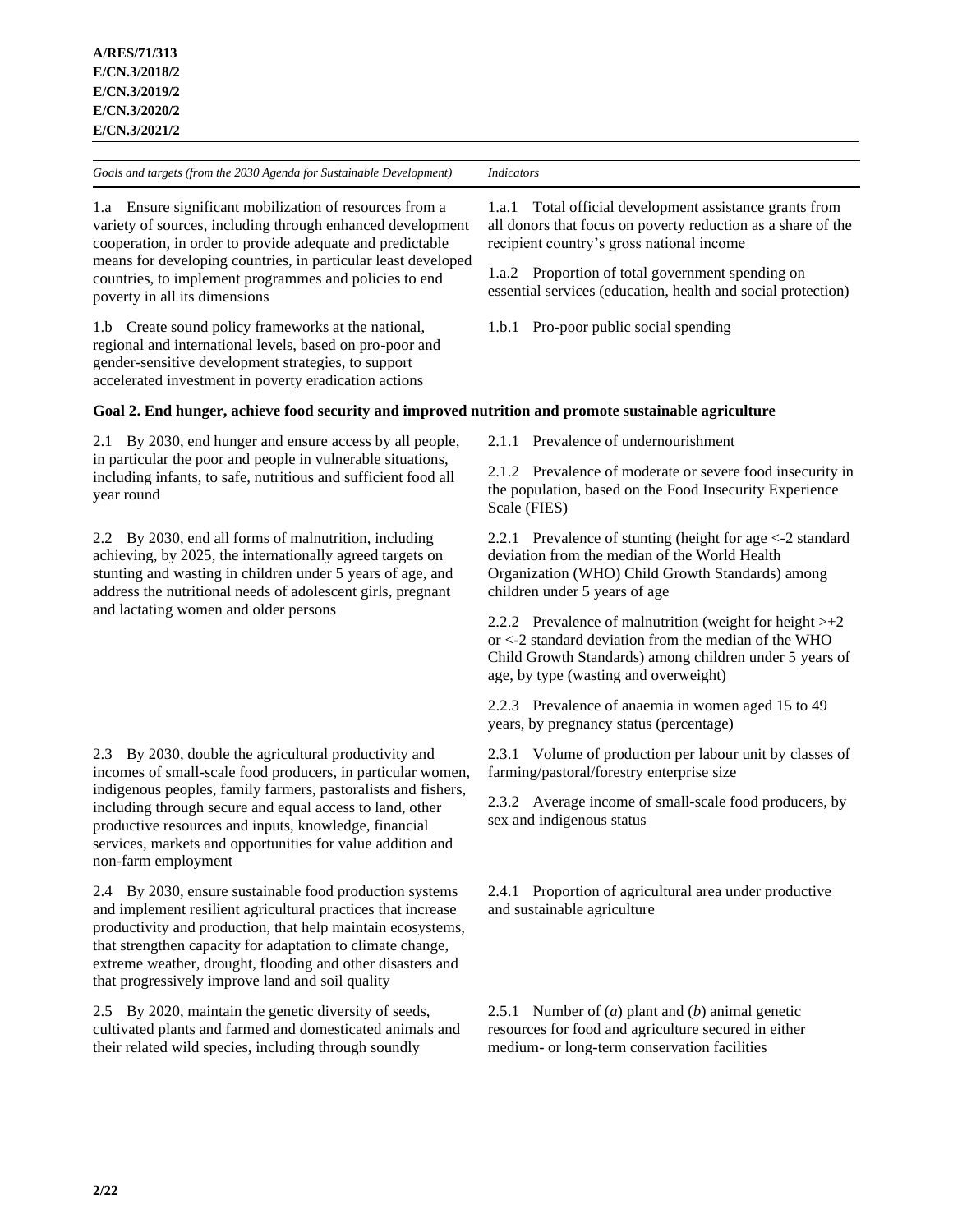| *Goals and targets (from the 2030 Agenda for Sustainable Development)* | *Indicators* |
|---|---|
| 1.a Ensure significant mobilization of resources from a variety of sources, including through enhanced development cooperation, in order to provide adequate and predictable means for developing countries, in particular least developed countries, to implement programmes and policies to end poverty in all its dimensions | 1.a.1 Total official development assistance grants from all donors that focus on poverty reduction as a share of the recipient country's gross national income<br><br>1.a.2 Proportion of total government spending on essential services (education, health and social protection) |
| 1.b Create sound policy frameworks at the national, regional and international levels, based on pro-poor and gender-sensitive development strategies, to support accelerated investment in poverty eradication actions | 1.b.1 Pro-poor public social spending |
| **Goal 2. End hunger, achieve food security and improved nutrition and promote sustainable agriculture** | |
| 2.1 By 2030, end hunger and ensure access by all people, in particular the poor and people in vulnerable situations, including infants, to safe, nutritious and sufficient food all year round | 2.1.1 Prevalence of undernourishment<br><br>2.1.2 Prevalence of moderate or severe food insecurity in the population, based on the Food Insecurity Experience Scale (FIES) |
| 2.2 By 2030, end all forms of malnutrition, including achieving, by 2025, the internationally agreed targets on stunting and wasting in children under 5 years of age, and address the nutritional needs of adolescent girls, pregnant and lactating women and older persons | 2.2.1 Prevalence of stunting (height for age <-2 standard deviation from the median of the World Health Organization (WHO) Child Growth Standards) among children under 5 years of age<br><br>2.2.2 Prevalence of malnutrition (weight for height >+2 or <-2 standard deviation from the median of the WHO Child Growth Standards) among children under 5 years of age, by type (wasting and overweight)<br><br>2.2.3 Prevalence of anaemia in women aged 15 to 49 years, by pregnancy status (percentage) |
| 2.3 By 2030, double the agricultural productivity and incomes of small-scale food producers, in particular women, indigenous peoples, family farmers, pastoralists and fishers, including through secure and equal access to land, other productive resources and inputs, knowledge, financial services, markets and opportunities for value addition and non-farm employment | 2.3.1 Volume of production per labour unit by classes of farming/pastoral/forestry enterprise size<br><br>2.3.2 Average income of small-scale food producers, by sex and indigenous status |
| 2.4 By 2030, ensure sustainable food production systems and implement resilient agricultural practices that increase productivity and production, that help maintain ecosystems, that strengthen capacity for adaptation to climate change, extreme weather, drought, flooding and other disasters and that progressively improve land and soil quality | 2.4.1 Proportion of agricultural area under productive and sustainable agriculture |
| 2.5 By 2020, maintain the genetic diversity of seeds, cultivated plants and farmed and domesticated animals and their related wild species, including through soundly | 2.5.1 Number of (*a*) plant and (*b*) animal genetic resources for food and agriculture secured in either medium- or long-term conservation facilities |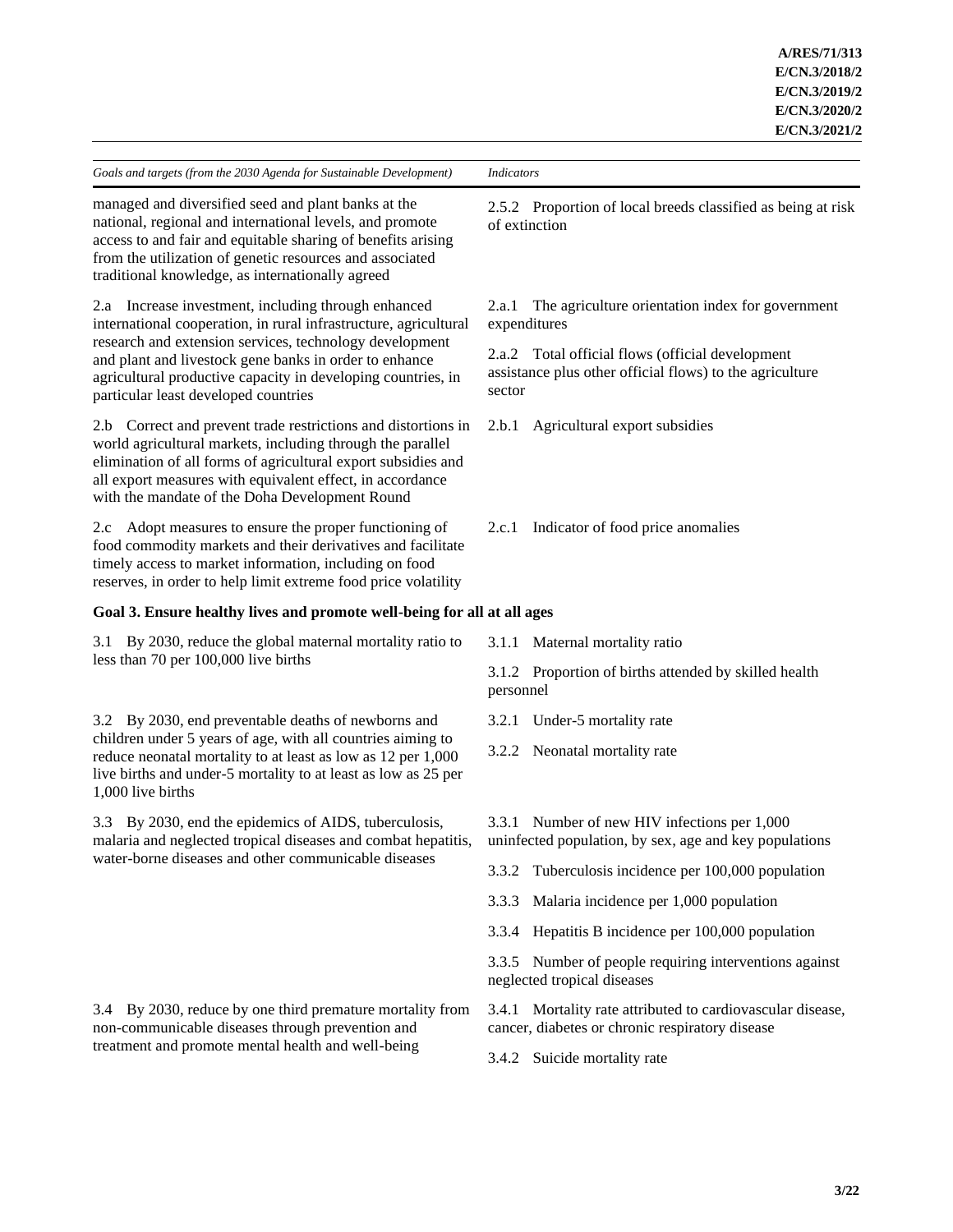| *Goals and targets (from the 2030 Agenda for Sustainable Development)* | *Indicators* |
|---|---|
| managed and diversified seed and plant banks at the national, regional and international levels, and promote access to and fair and equitable sharing of benefits arising from the utilization of genetic resources and associated traditional knowledge, as internationally agreed | 2.5.2 Proportion of local breeds classified as being at risk of extinction |
| 2.a Increase investment, including through enhanced international cooperation, in rural infrastructure, agricultural research and extension services, technology development and plant and livestock gene banks in order to enhance agricultural productive capacity in developing countries, in particular least developed countries | 2.a.1 The agriculture orientation index for government expenditures<br><br>2.a.2 Total official flows (official development assistance plus other official flows) to the agriculture sector |
| 2.b Correct and prevent trade restrictions and distortions in world agricultural markets, including through the parallel elimination of all forms of agricultural export subsidies and all export measures with equivalent effect, in accordance with the mandate of the Doha Development Round | 2.b.1 Agricultural export subsidies |
| 2.c Adopt measures to ensure the proper functioning of food commodity markets and their derivatives and facilitate timely access to market information, including on food reserves, in order to help limit extreme food price volatility | 2.c.1 Indicator of food price anomalies |
| **Goal 3. Ensure healthy lives and promote well-being for all at all ages** | |
| 3.1 By 2030, reduce the global maternal mortality ratio to less than 70 per 100,000 live births | 3.1.1 Maternal mortality ratio<br><br>3.1.2 Proportion of births attended by skilled health personnel |
| 3.2 By 2030, end preventable deaths of newborns and children under 5 years of age, with all countries aiming to reduce neonatal mortality to at least as low as 12 per 1,000 live births and under-5 mortality to at least as low as 25 per 1,000 live births | 3.2.1 Under-5 mortality rate<br><br>3.2.2 Neonatal mortality rate |
| 3.3 By 2030, end the epidemics of AIDS, tuberculosis, malaria and neglected tropical diseases and combat hepatitis, water-borne diseases and other communicable diseases | 3.3.1 Number of new HIV infections per 1,000 uninfected population, by sex, age and key populations<br><br>3.3.2 Tuberculosis incidence per 100,000 population<br><br>3.3.3 Malaria incidence per 1,000 population<br><br>3.3.4 Hepatitis B incidence per 100,000 population<br><br>3.3.5 Number of people requiring interventions against neglected tropical diseases |
| 3.4 By 2030, reduce by one third premature mortality from non-communicable diseases through prevention and treatment and promote mental health and well-being | 3.4.1 Mortality rate attributed to cardiovascular disease, cancer, diabetes or chronic respiratory disease<br><br>3.4.2 Suicide mortality rate |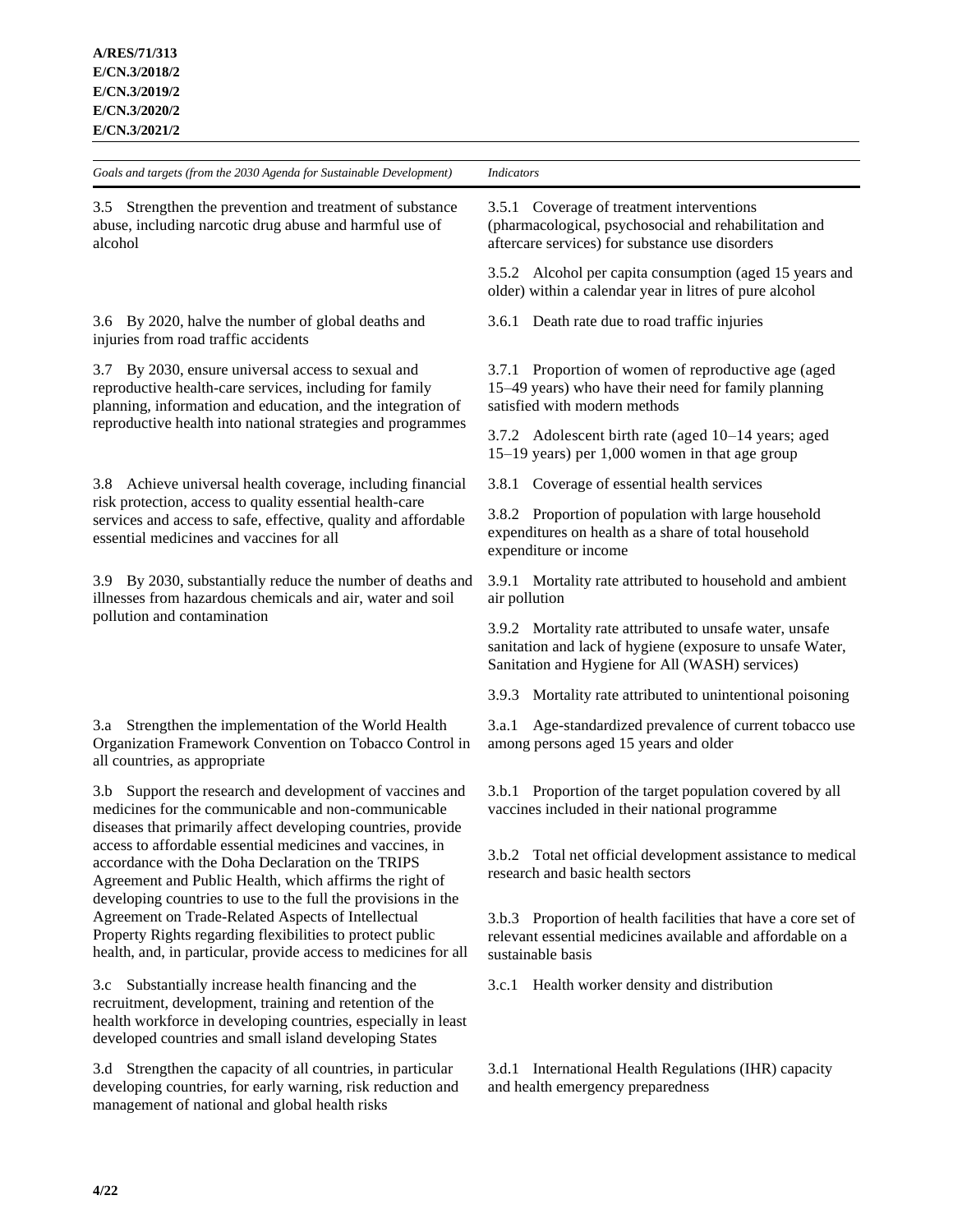| *Goals and targets (from the 2030 Agenda for Sustainable Development)* | *Indicators* |
|---|---|
| 3.5 Strengthen the prevention and treatment of substance abuse, including narcotic drug abuse and harmful use of alcohol | 3.5.1 Coverage of treatment interventions (pharmacological, psychosocial and rehabilitation and aftercare services) for substance use disorders |
| | 3.5.2 Alcohol per capita consumption (aged 15 years and older) within a calendar year in litres of pure alcohol |
| 3.6 By 2020, halve the number of global deaths and injuries from road traffic accidents | 3.6.1 Death rate due to road traffic injuries |
| 3.7 By 2030, ensure universal access to sexual and reproductive health-care services, including for family planning, information and education, and the integration of reproductive health into national strategies and programmes | 3.7.1 Proportion of women of reproductive age (aged 15–49 years) who have their need for family planning satisfied with modern methods |
| | 3.7.2 Adolescent birth rate (aged 10–14 years; aged 15–19 years) per 1,000 women in that age group |
| 3.8 Achieve universal health coverage, including financial risk protection, access to quality essential health-care services and access to safe, effective, quality and affordable essential medicines and vaccines for all | 3.8.1 Coverage of essential health services |
| | 3.8.2 Proportion of population with large household expenditures on health as a share of total household expenditure or income |
| 3.9 By 2030, substantially reduce the number of deaths and illnesses from hazardous chemicals and air, water and soil pollution and contamination | 3.9.1 Mortality rate attributed to household and ambient air pollution |
| | 3.9.2 Mortality rate attributed to unsafe water, unsafe sanitation and lack of hygiene (exposure to unsafe Water, Sanitation and Hygiene for All (WASH) services) |
| | 3.9.3 Mortality rate attributed to unintentional poisoning |
| 3.a Strengthen the implementation of the World Health Organization Framework Convention on Tobacco Control in all countries, as appropriate | 3.a.1 Age-standardized prevalence of current tobacco use among persons aged 15 years and older |
| 3.b Support the research and development of vaccines and medicines for the communicable and non-communicable diseases that primarily affect developing countries, provide access to affordable essential medicines and vaccines, in accordance with the Doha Declaration on the TRIPS Agreement and Public Health, which affirms the right of developing countries to use to the full the provisions in the Agreement on Trade-Related Aspects of Intellectual Property Rights regarding flexibilities to protect public health, and, in particular, provide access to medicines for all | 3.b.1 Proportion of the target population covered by all vaccines included in their national programme |
| | 3.b.2 Total net official development assistance to medical research and basic health sectors |
| | 3.b.3 Proportion of health facilities that have a core set of relevant essential medicines available and affordable on a sustainable basis |
| 3.c Substantially increase health financing and the recruitment, development, training and retention of the health workforce in developing countries, especially in least developed countries and small island developing States | 3.c.1 Health worker density and distribution |
| 3.d Strengthen the capacity of all countries, in particular developing countries, for early warning, risk reduction and management of national and global health risks | 3.d.1 International Health Regulations (IHR) capacity and health emergency preparedness |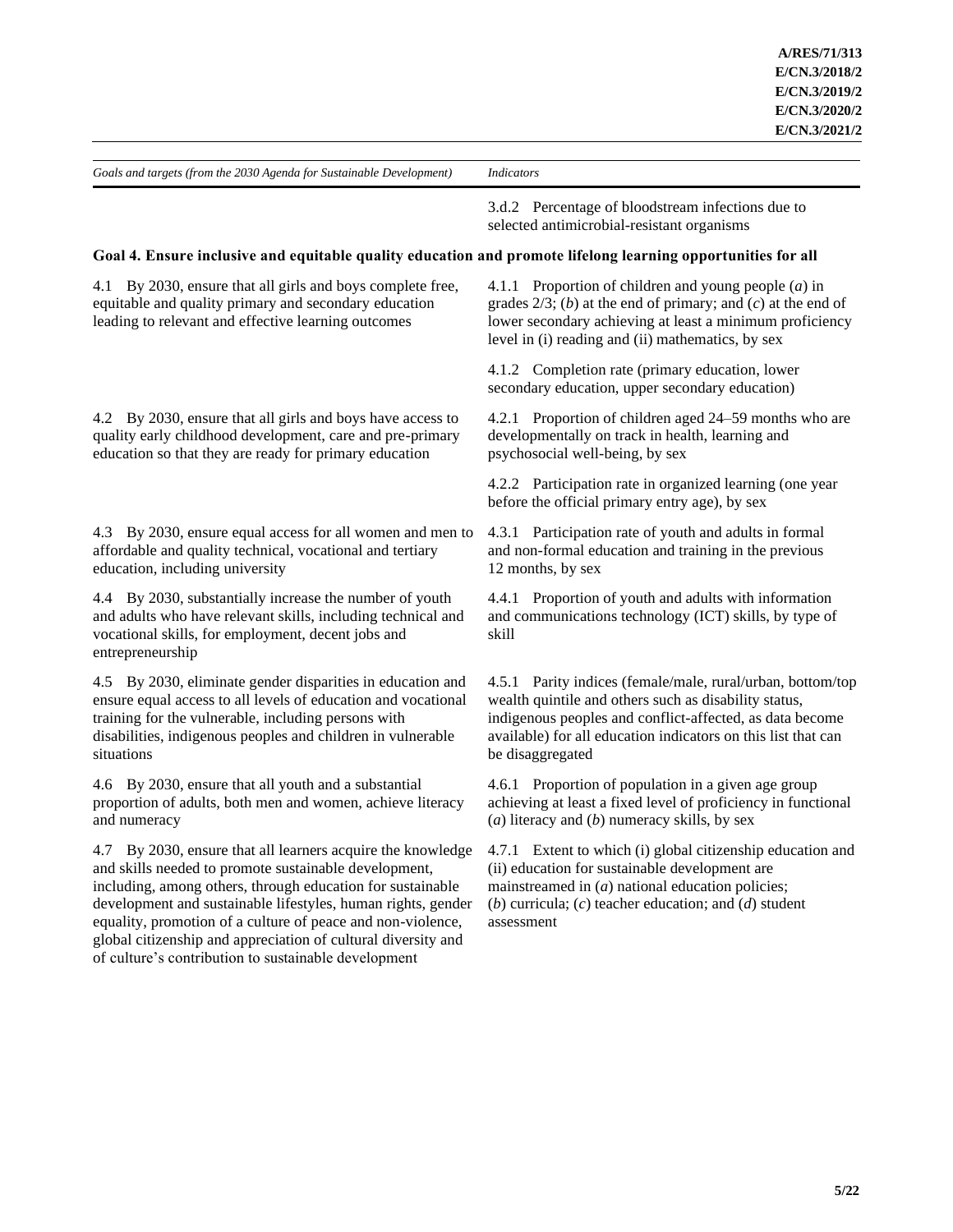| Goals and targets (from the 2030 Agenda for Sustainable Development) | Indicators |
|---|---|
| | 3.d.2 Percentage of bloodstream infections due to selected antimicrobial-resistant organisms |
| **Goal 4. Ensure inclusive and equitable quality education and promote lifelong learning opportunities for all** | |
| 4.1 By 2030, ensure that all girls and boys complete free, equitable and quality primary and secondary education leading to relevant and effective learning outcomes | 4.1.1 Proportion of children and young people (*a*) in grades 2/3; (*b*) at the end of primary; and (*c*) at the end of lower secondary achieving at least a minimum proficiency level in (i) reading and (ii) mathematics, by sex |
| | 4.1.2 Completion rate (primary education, lower secondary education, upper secondary education) |
| 4.2 By 2030, ensure that all girls and boys have access to quality early childhood development, care and pre-primary education so that they are ready for primary education | 4.2.1 Proportion of children aged 24–59 months who are developmentally on track in health, learning and psychosocial well-being, by sex |
| | 4.2.2 Participation rate in organized learning (one year before the official primary entry age), by sex |
| 4.3 By 2030, ensure equal access for all women and men to affordable and quality technical, vocational and tertiary education, including university | 4.3.1 Participation rate of youth and adults in formal and non-formal education and training in the previous 12 months, by sex |
| 4.4 By 2030, substantially increase the number of youth and adults who have relevant skills, including technical and vocational skills, for employment, decent jobs and entrepreneurship | 4.4.1 Proportion of youth and adults with information and communications technology (ICT) skills, by type of skill |
| 4.5 By 2030, eliminate gender disparities in education and ensure equal access to all levels of education and vocational training for the vulnerable, including persons with disabilities, indigenous peoples and children in vulnerable situations | 4.5.1 Parity indices (female/male, rural/urban, bottom/top wealth quintile and others such as disability status, indigenous peoples and conflict-affected, as data become available) for all education indicators on this list that can be disaggregated |
| 4.6 By 2030, ensure that all youth and a substantial proportion of adults, both men and women, achieve literacy and numeracy | 4.6.1 Proportion of population in a given age group achieving at least a fixed level of proficiency in functional (*a*) literacy and (*b*) numeracy skills, by sex |
| 4.7 By 2030, ensure that all learners acquire the knowledge and skills needed to promote sustainable development, including, among others, through education for sustainable development and sustainable lifestyles, human rights, gender equality, promotion of a culture of peace and non-violence, global citizenship and appreciation of cultural diversity and of culture's contribution to sustainable development | 4.7.1 Extent to which (i) global citizenship education and (ii) education for sustainable development are mainstreamed in (*a*) national education policies; (*b*) curricula; (*c*) teacher education; and (*d*) student assessment |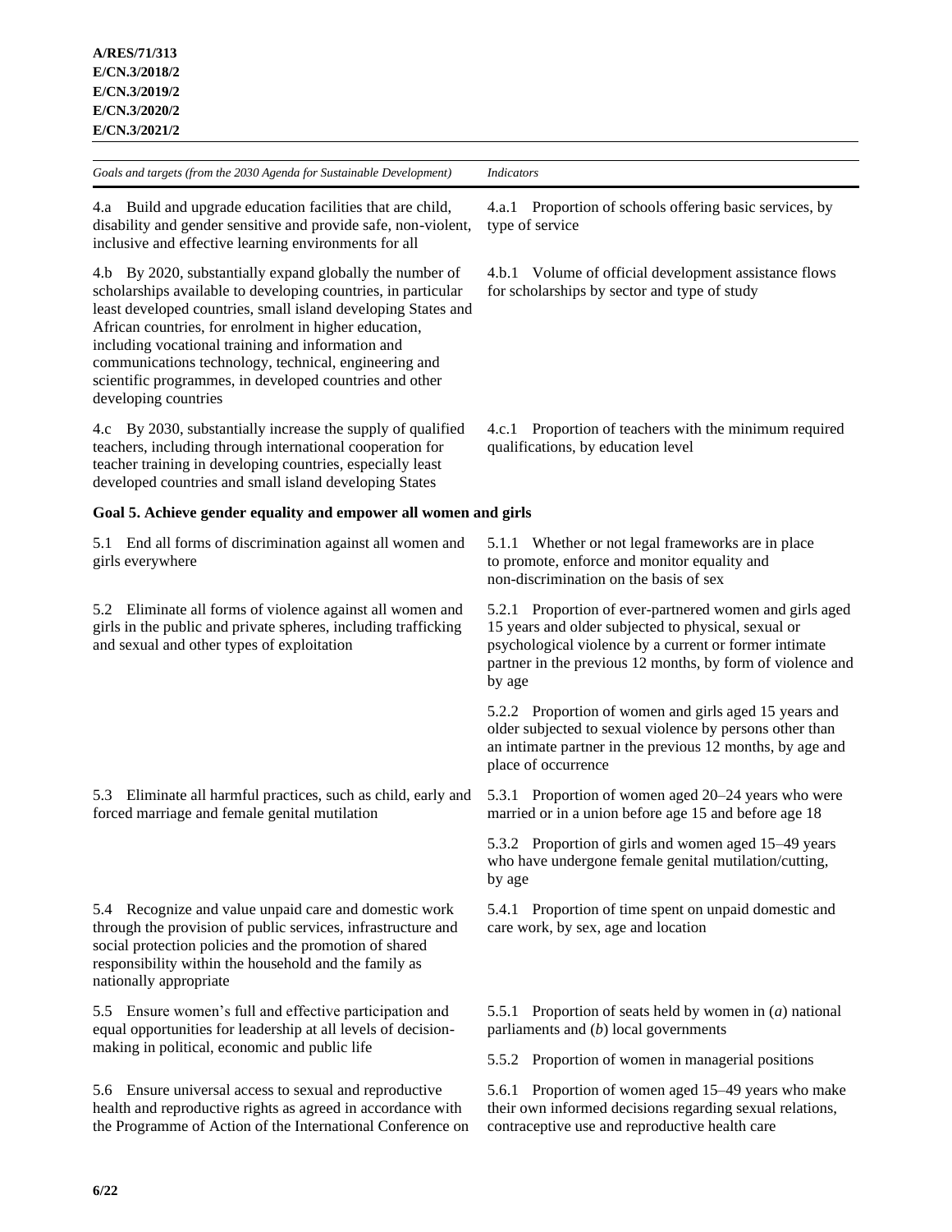| *Goals and targets (from the 2030 Agenda for Sustainable Development)* | *Indicators* |
|---|---|
| 4.a Build and upgrade education facilities that are child, disability and gender sensitive and provide safe, non-violent, inclusive and effective learning environments for all | 4.a.1 Proportion of schools offering basic services, by type of service |
| 4.b By 2020, substantially expand globally the number of scholarships available to developing countries, in particular least developed countries, small island developing States and African countries, for enrolment in higher education, including vocational training and information and communications technology, technical, engineering and scientific programmes, in developed countries and other developing countries | 4.b.1 Volume of official development assistance flows for scholarships by sector and type of study |
| 4.c By 2030, substantially increase the supply of qualified teachers, including through international cooperation for teacher training in developing countries, especially least developed countries and small island developing States | 4.c.1 Proportion of teachers with the minimum required qualifications, by education level |
| **Goal 5. Achieve gender equality and empower all women and girls** | |
| 5.1 End all forms of discrimination against all women and girls everywhere | 5.1.1 Whether or not legal frameworks are in place to promote, enforce and monitor equality and non-discrimination on the basis of sex |
| 5.2 Eliminate all forms of violence against all women and girls in the public and private spheres, including trafficking and sexual and other types of exploitation | 5.2.1 Proportion of ever-partnered women and girls aged 15 years and older subjected to physical, sexual or psychological violence by a current or former intimate partner in the previous 12 months, by form of violence and by age |
| | 5.2.2 Proportion of women and girls aged 15 years and older subjected to sexual violence by persons other than an intimate partner in the previous 12 months, by age and place of occurrence |
| 5.3 Eliminate all harmful practices, such as child, early and forced marriage and female genital mutilation | 5.3.1 Proportion of women aged 20–24 years who were married or in a union before age 15 and before age 18 |
| | 5.3.2 Proportion of girls and women aged 15–49 years who have undergone female genital mutilation/cutting, by age |
| 5.4 Recognize and value unpaid care and domestic work through the provision of public services, infrastructure and social protection policies and the promotion of shared responsibility within the household and the family as nationally appropriate | 5.4.1 Proportion of time spent on unpaid domestic and care work, by sex, age and location |
| 5.5 Ensure women's full and effective participation and equal opportunities for leadership at all levels of decision-making in political, economic and public life | 5.5.1 Proportion of seats held by women in (*a*) national parliaments and (*b*) local governments |
| | 5.5.2 Proportion of women in managerial positions |
| 5.6 Ensure universal access to sexual and reproductive health and reproductive rights as agreed in accordance with the Programme of Action of the International Conference on | 5.6.1 Proportion of women aged 15–49 years who make their own informed decisions regarding sexual relations, contraceptive use and reproductive health care |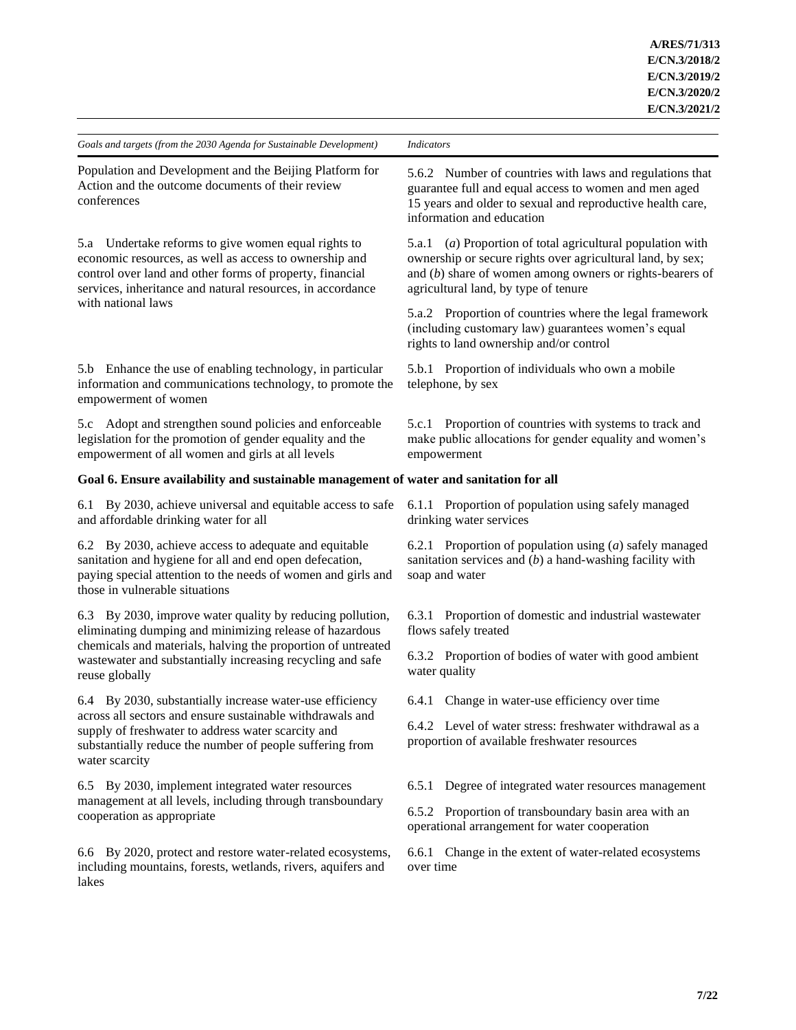| *Goals and targets (from the 2030 Agenda for Sustainable Development)* | *Indicators* |
|---|---|
| Population and Development and the Beijing Platform for Action and the outcome documents of their review conferences | 5.6.2 Number of countries with laws and regulations that guarantee full and equal access to women and men aged 15 years and older to sexual and reproductive health care, information and education |
| 5.a Undertake reforms to give women equal rights to economic resources, as well as access to ownership and control over land and other forms of property, financial services, inheritance and natural resources, in accordance with national laws | 5.a.1 (*a*) Proportion of total agricultural population with ownership or secure rights over agricultural land, by sex; and (*b*) share of women among owners or rights-bearers of agricultural land, by type of tenure |
| | 5.a.2 Proportion of countries where the legal framework (including customary law) guarantees women's equal rights to land ownership and/or control |
| 5.b Enhance the use of enabling technology, in particular information and communications technology, to promote the empowerment of women | 5.b.1 Proportion of individuals who own a mobile telephone, by sex |
| 5.c Adopt and strengthen sound policies and enforceable legislation for the promotion of gender equality and the empowerment of all women and girls at all levels | 5.c.1 Proportion of countries with systems to track and make public allocations for gender equality and women's empowerment |
| **Goal 6. Ensure availability and sustainable management of water and sanitation for all** | |
| 6.1 By 2030, achieve universal and equitable access to safe and affordable drinking water for all | 6.1.1 Proportion of population using safely managed drinking water services |
| 6.2 By 2030, achieve access to adequate and equitable sanitation and hygiene for all and end open defecation, paying special attention to the needs of women and girls and those in vulnerable situations | 6.2.1 Proportion of population using (*a*) safely managed sanitation services and (*b*) a hand-washing facility with soap and water |
| 6.3 By 2030, improve water quality by reducing pollution, eliminating dumping and minimizing release of hazardous chemicals and materials, halving the proportion of untreated wastewater and substantially increasing recycling and safe reuse globally | 6.3.1 Proportion of domestic and industrial wastewater flows safely treated |
| | 6.3.2 Proportion of bodies of water with good ambient water quality |
| 6.4 By 2030, substantially increase water-use efficiency across all sectors and ensure sustainable withdrawals and supply of freshwater to address water scarcity and substantially reduce the number of people suffering from water scarcity | 6.4.1 Change in water-use efficiency over time |
| | 6.4.2 Level of water stress: freshwater withdrawal as a proportion of available freshwater resources |
| 6.5 By 2030, implement integrated water resources management at all levels, including through transboundary cooperation as appropriate | 6.5.1 Degree of integrated water resources management |
| | 6.5.2 Proportion of transboundary basin area with an operational arrangement for water cooperation |
| 6.6 By 2020, protect and restore water-related ecosystems, including mountains, forests, wetlands, rivers, aquifers and lakes | 6.6.1 Change in the extent of water-related ecosystems over time |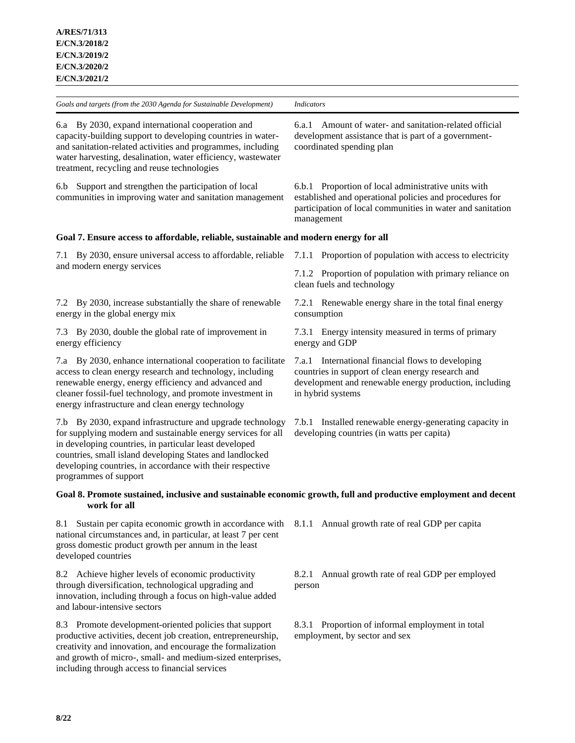| *Goals and targets (from the 2030 Agenda for Sustainable Development)* | *Indicators* |
|---|---|
| 6.a By 2030, expand international cooperation and capacity-building support to developing countries in water- and sanitation-related activities and programmes, including water harvesting, desalination, water efficiency, wastewater treatment, recycling and reuse technologies | 6.a.1 Amount of water- and sanitation-related official development assistance that is part of a government-coordinated spending plan |
| 6.b Support and strengthen the participation of local communities in improving water and sanitation management | 6.b.1 Proportion of local administrative units with established and operational policies and procedures for participation of local communities in water and sanitation management |
| **Goal 7. Ensure access to affordable, reliable, sustainable and modern energy for all** | |
| 7.1 By 2030, ensure universal access to affordable, reliable and modern energy services | 7.1.1 Proportion of population with access to electricity |
| | 7.1.2 Proportion of population with primary reliance on clean fuels and technology |
| 7.2 By 2030, increase substantially the share of renewable energy in the global energy mix | 7.2.1 Renewable energy share in the total final energy consumption |
| 7.3 By 2030, double the global rate of improvement in energy efficiency | 7.3.1 Energy intensity measured in terms of primary energy and GDP |
| 7.a By 2030, enhance international cooperation to facilitate access to clean energy research and technology, including renewable energy, energy efficiency and advanced and cleaner fossil-fuel technology, and promote investment in energy infrastructure and clean energy technology | 7.a.1 International financial flows to developing countries in support of clean energy research and development and renewable energy production, including in hybrid systems |
| 7.b By 2030, expand infrastructure and upgrade technology for supplying modern and sustainable energy services for all in developing countries, in particular least developed countries, small island developing States and landlocked developing countries, in accordance with their respective programmes of support | 7.b.1 Installed renewable energy-generating capacity in developing countries (in watts per capita) |
| **Goal 8. Promote sustained, inclusive and sustainable economic growth, full and productive employment and decent work for all** | |
| 8.1 Sustain per capita economic growth in accordance with national circumstances and, in particular, at least 7 per cent gross domestic product growth per annum in the least developed countries | 8.1.1 Annual growth rate of real GDP per capita |
| 8.2 Achieve higher levels of economic productivity through diversification, technological upgrading and innovation, including through a focus on high-value added and labour-intensive sectors | 8.2.1 Annual growth rate of real GDP per employed person |
| 8.3 Promote development-oriented policies that support productive activities, decent job creation, entrepreneurship, creativity and innovation, and encourage the formalization and growth of micro-, small- and medium-sized enterprises, including through access to financial services | 8.3.1 Proportion of informal employment in total employment, by sector and sex |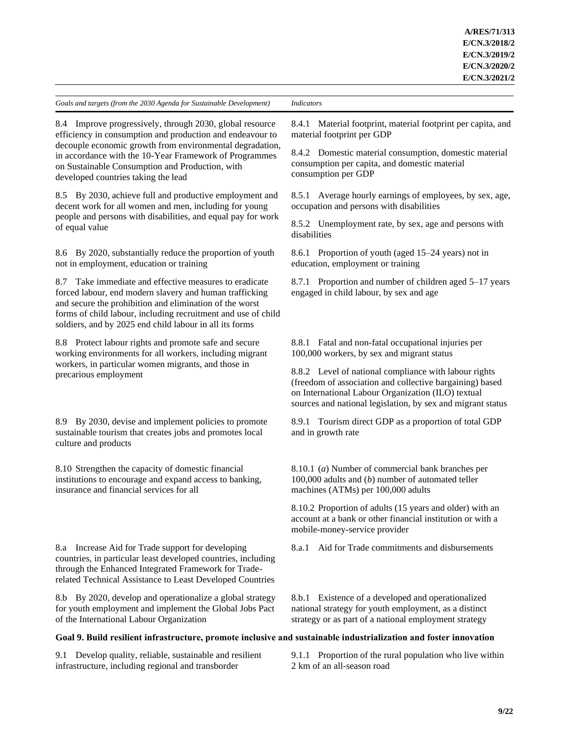| *Goals and targets (from the 2030 Agenda for Sustainable Development)* | *Indicators* |
|---|---|
| 8.4 Improve progressively, through 2030, global resource efficiency in consumption and production and endeavour to decouple economic growth from environmental degradation, in accordance with the 10-Year Framework of Programmes on Sustainable Consumption and Production, with developed countries taking the lead | 8.4.1 Material footprint, material footprint per capita, and material footprint per GDP |
| | 8.4.2 Domestic material consumption, domestic material consumption per capita, and domestic material consumption per GDP |
| 8.5 By 2030, achieve full and productive employment and decent work for all women and men, including for young people and persons with disabilities, and equal pay for work of equal value | 8.5.1 Average hourly earnings of employees, by sex, age, occupation and persons with disabilities |
| | 8.5.2 Unemployment rate, by sex, age and persons with disabilities |
| 8.6 By 2020, substantially reduce the proportion of youth not in employment, education or training | 8.6.1 Proportion of youth (aged 15–24 years) not in education, employment or training |
| 8.7 Take immediate and effective measures to eradicate forced labour, end modern slavery and human trafficking and secure the prohibition and elimination of the worst forms of child labour, including recruitment and use of child soldiers, and by 2025 end child labour in all its forms | 8.7.1 Proportion and number of children aged 5–17 years engaged in child labour, by sex and age |
| 8.8 Protect labour rights and promote safe and secure working environments for all workers, including migrant workers, in particular women migrants, and those in precarious employment | 8.8.1 Fatal and non-fatal occupational injuries per 100,000 workers, by sex and migrant status |
| | 8.8.2 Level of national compliance with labour rights (freedom of association and collective bargaining) based on International Labour Organization (ILO) textual sources and national legislation, by sex and migrant status |
| 8.9 By 2030, devise and implement policies to promote sustainable tourism that creates jobs and promotes local culture and products | 8.9.1 Tourism direct GDP as a proportion of total GDP and in growth rate |
| 8.10 Strengthen the capacity of domestic financial institutions to encourage and expand access to banking, insurance and financial services for all | 8.10.1 (*a*) Number of commercial bank branches per 100,000 adults and (*b*) number of automated teller machines (ATMs) per 100,000 adults |
| | 8.10.2 Proportion of adults (15 years and older) with an account at a bank or other financial institution or with a mobile-money-service provider |
| 8.a Increase Aid for Trade support for developing countries, in particular least developed countries, including through the Enhanced Integrated Framework for Trade-related Technical Assistance to Least Developed Countries | 8.a.1 Aid for Trade commitments and disbursements |
| 8.b By 2020, develop and operationalize a global strategy for youth employment and implement the Global Jobs Pact of the International Labour Organization | 8.b.1 Existence of a developed and operationalized national strategy for youth employment, as a distinct strategy or as part of a national employment strategy |
| **Goal 9. Build resilient infrastructure, promote inclusive and sustainable industrialization and foster innovation** | |
| 9.1 Develop quality, reliable, sustainable and resilient infrastructure, including regional and transborder | 9.1.1 Proportion of the rural population who live within 2 km of an all-season road |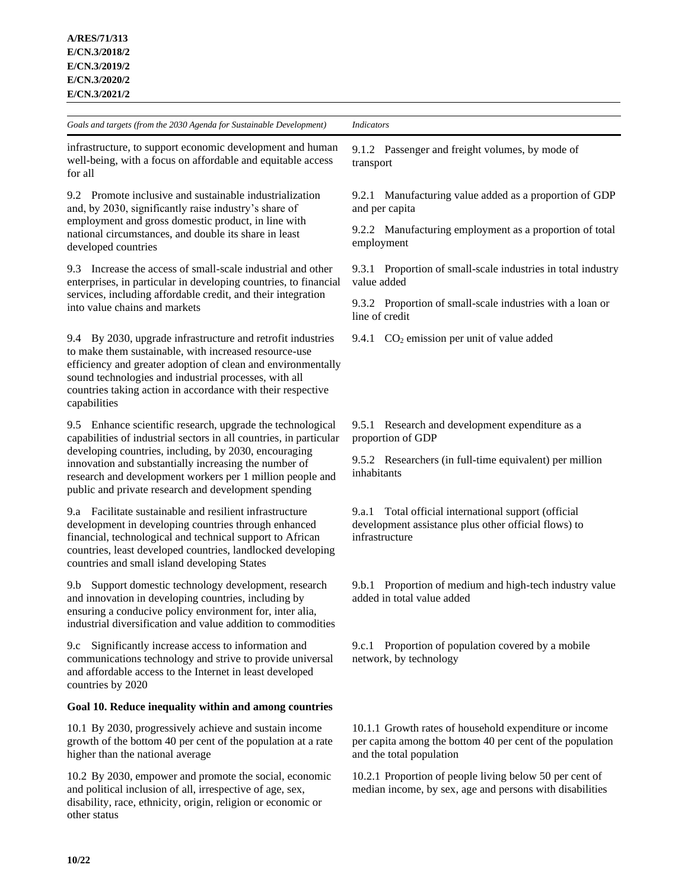| Goals and targets (from the 2030 Agenda for Sustainable Development) | Indicators |
|---|---|
| infrastructure, to support economic development and human well-being, with a focus on affordable and equitable access for all | 9.1.2 Passenger and freight volumes, by mode of transport |
| 9.2 Promote inclusive and sustainable industrialization and, by 2030, significantly raise industry's share of employment and gross domestic product, in line with national circumstances, and double its share in least developed countries | 9.2.1 Manufacturing value added as a proportion of GDP and per capita<br><br>9.2.2 Manufacturing employment as a proportion of total employment |
| 9.3 Increase the access of small-scale industrial and other enterprises, in particular in developing countries, to financial services, including affordable credit, and their integration into value chains and markets | 9.3.1 Proportion of small-scale industries in total industry value added<br><br>9.3.2 Proportion of small-scale industries with a loan or line of credit |
| 9.4 By 2030, upgrade infrastructure and retrofit industries to make them sustainable, with increased resource-use efficiency and greater adoption of clean and environmentally sound technologies and industrial processes, with all countries taking action in accordance with their respective capabilities | 9.4.1 $CO_2$ emission per unit of value added |
| 9.5 Enhance scientific research, upgrade the technological capabilities of industrial sectors in all countries, in particular developing countries, including, by 2030, encouraging innovation and substantially increasing the number of research and development workers per 1 million people and public and private research and development spending | 9.5.1 Research and development expenditure as a proportion of GDP<br><br>9.5.2 Researchers (in full-time equivalent) per million inhabitants |
| 9.a Facilitate sustainable and resilient infrastructure development in developing countries through enhanced financial, technological and technical support to African countries, least developed countries, landlocked developing countries and small island developing States | 9.a.1 Total official international support (official development assistance plus other official flows) to infrastructure |
| 9.b Support domestic technology development, research and innovation in developing countries, including by ensuring a conducive policy environment for, inter alia, industrial diversification and value addition to commodities | 9.b.1 Proportion of medium and high-tech industry value added in total value added |
| 9.c Significantly increase access to information and communications technology and strive to provide universal and affordable access to the Internet in least developed countries by 2020 | 9.c.1 Proportion of population covered by a mobile network, by technology |
| **Goal 10. Reduce inequality within and among countries** | |
| 10.1 By 2030, progressively achieve and sustain income growth of the bottom 40 per cent of the population at a rate higher than the national average | 10.1.1 Growth rates of household expenditure or income per capita among the bottom 40 per cent of the population and the total population |
| 10.2 By 2030, empower and promote the social, economic and political inclusion of all, irrespective of age, sex, disability, race, ethnicity, origin, religion or economic or other status | 10.2.1 Proportion of people living below 50 per cent of median income, by sex, age and persons with disabilities |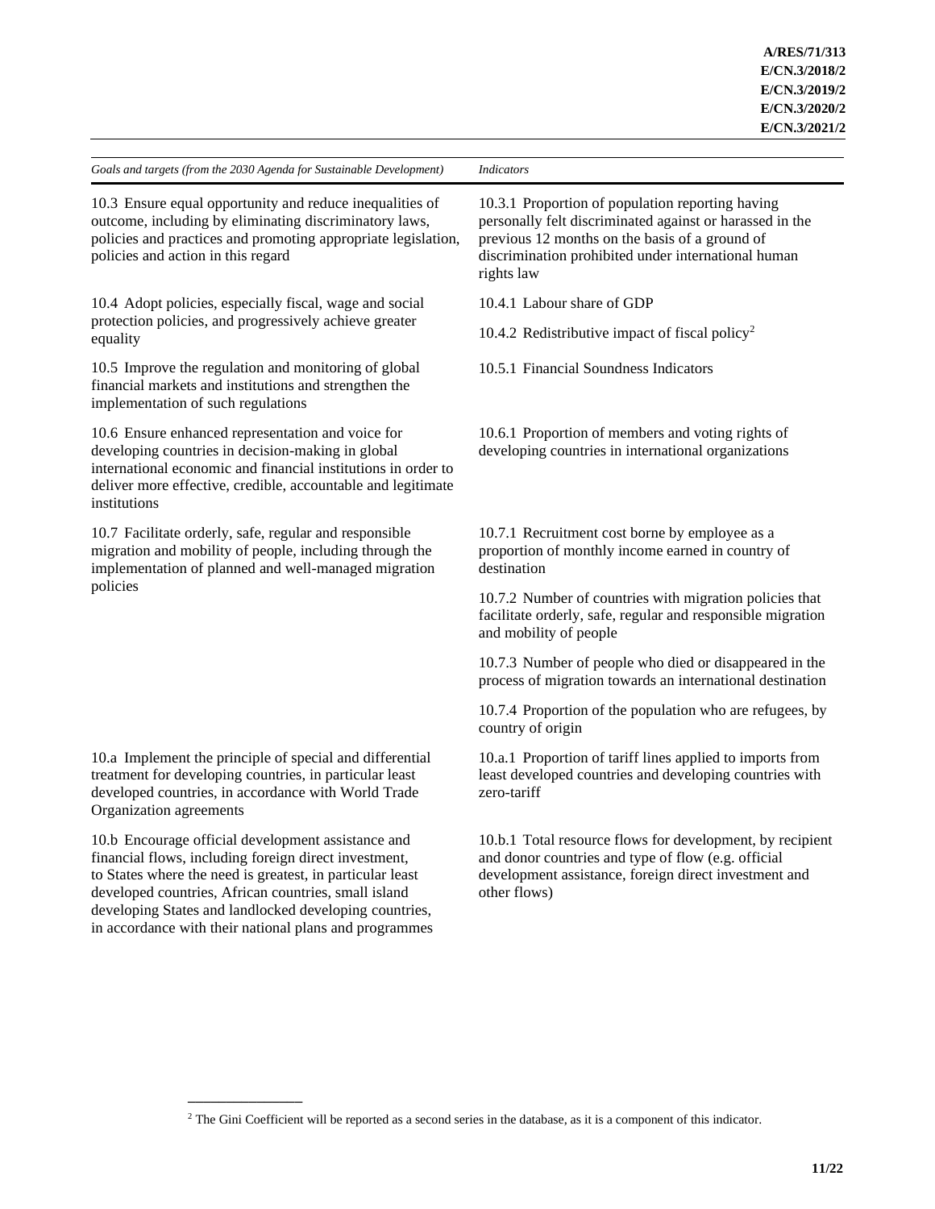| *Goals and targets (from the 2030 Agenda for Sustainable Development)* | *Indicators* |
|---|---|
| 10.3 Ensure equal opportunity and reduce inequalities of outcome, including by eliminating discriminatory laws, policies and practices and promoting appropriate legislation, policies and action in this regard | 10.3.1 Proportion of population reporting having personally felt discriminated against or harassed in the previous 12 months on the basis of a ground of discrimination prohibited under international human rights law |
| 10.4 Adopt policies, especially fiscal, wage and social protection policies, and progressively achieve greater equality | 10.4.1 Labour share of GDP |
| | 10.4.2 Redistributive impact of fiscal policy[2] |
| 10.5 Improve the regulation and monitoring of global financial markets and institutions and strengthen the implementation of such regulations | 10.5.1 Financial Soundness Indicators |
| 10.6 Ensure enhanced representation and voice for developing countries in decision-making in global international economic and financial institutions in order to deliver more effective, credible, accountable and legitimate institutions | 10.6.1 Proportion of members and voting rights of developing countries in international organizations |
| 10.7 Facilitate orderly, safe, regular and responsible migration and mobility of people, including through the implementation of planned and well-managed migration policies | 10.7.1 Recruitment cost borne by employee as a proportion of monthly income earned in country of destination |
| | 10.7.2 Number of countries with migration policies that facilitate orderly, safe, regular and responsible migration and mobility of people |
| | 10.7.3 Number of people who died or disappeared in the process of migration towards an international destination |
| | 10.7.4 Proportion of the population who are refugees, by country of origin |
| 10.a Implement the principle of special and differential treatment for developing countries, in particular least developed countries, in accordance with World Trade Organization agreements | 10.a.1 Proportion of tariff lines applied to imports from least developed countries and developing countries with zero-tariff |
| 10.b Encourage official development assistance and financial flows, including foreign direct investment, to States where the need is greatest, in particular least developed countries, African countries, small island developing States and landlocked developing countries, in accordance with their national plans and programmes | 10.b.1 Total resource flows for development, by recipient and donor countries and type of flow (e.g. official development assistance, foreign direct investment and other flows) |

[2] The Gini Coefficient will be reported as a second series in the database, as it is a component of this indicator.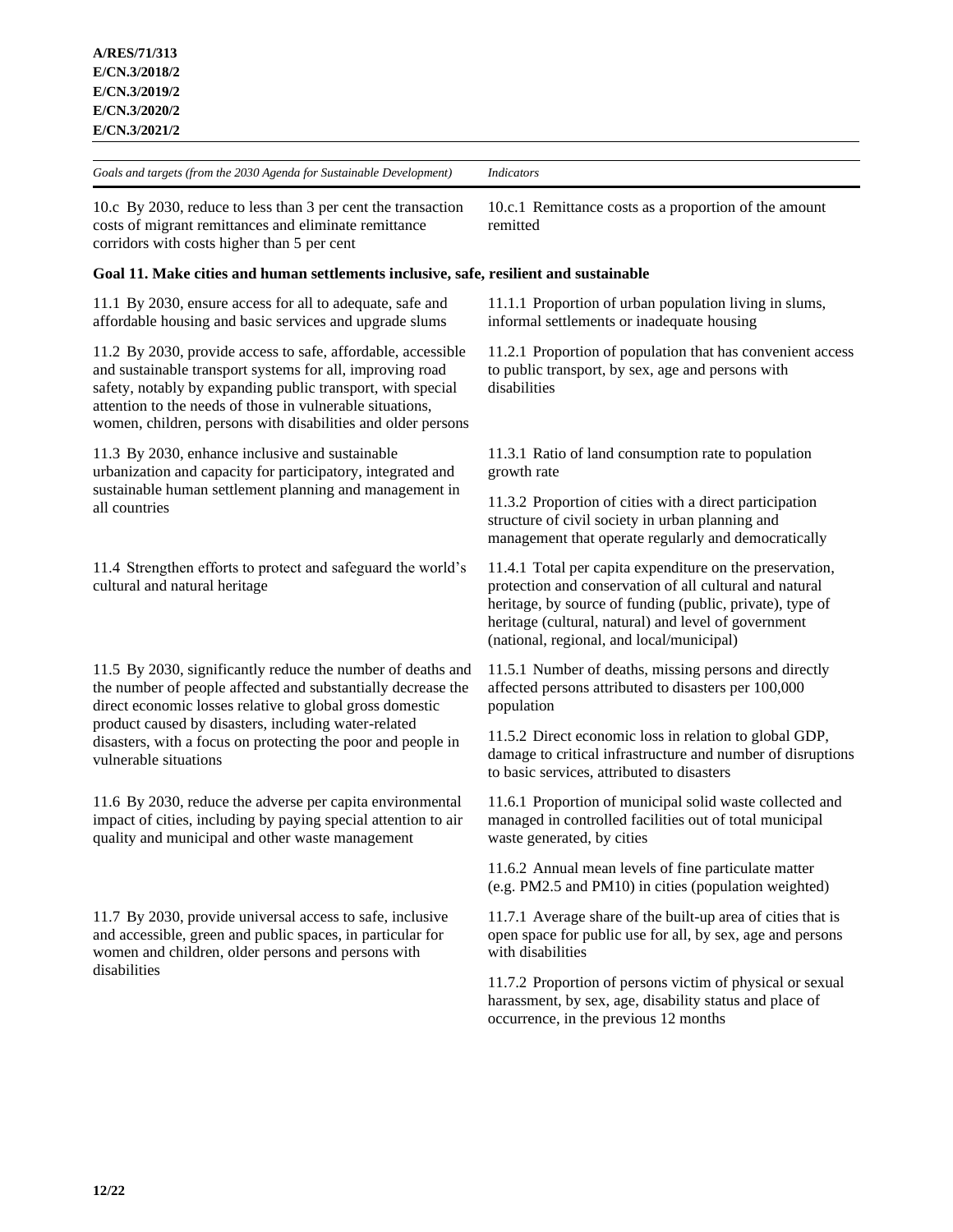| *Goals and targets (from the 2030 Agenda for Sustainable Development)* | *Indicators* |
|---|---|
| 10.c By 2030, reduce to less than 3 per cent the transaction costs of migrant remittances and eliminate remittance corridors with costs higher than 5 per cent | 10.c.1 Remittance costs as a proportion of the amount remitted |
| **Goal 11. Make cities and human settlements inclusive, safe, resilient and sustainable** | |
| 11.1 By 2030, ensure access for all to adequate, safe and affordable housing and basic services and upgrade slums | 11.1.1 Proportion of urban population living in slums, informal settlements or inadequate housing |
| 11.2 By 2030, provide access to safe, affordable, accessible and sustainable transport systems for all, improving road safety, notably by expanding public transport, with special attention to the needs of those in vulnerable situations, women, children, persons with disabilities and older persons | 11.2.1 Proportion of population that has convenient access to public transport, by sex, age and persons with disabilities |
| 11.3 By 2030, enhance inclusive and sustainable urbanization and capacity for participatory, integrated and sustainable human settlement planning and management in all countries | 11.3.1 Ratio of land consumption rate to population growth rate |
| | 11.3.2 Proportion of cities with a direct participation structure of civil society in urban planning and management that operate regularly and democratically |
| 11.4 Strengthen efforts to protect and safeguard the world's cultural and natural heritage | 11.4.1 Total per capita expenditure on the preservation, protection and conservation of all cultural and natural heritage, by source of funding (public, private), type of heritage (cultural, natural) and level of government (national, regional, and local/municipal) |
| 11.5 By 2030, significantly reduce the number of deaths and the number of people affected and substantially decrease the direct economic losses relative to global gross domestic product caused by disasters, including water-related disasters, with a focus on protecting the poor and people in vulnerable situations | 11.5.1 Number of deaths, missing persons and directly affected persons attributed to disasters per 100,000 population |
| | 11.5.2 Direct economic loss in relation to global GDP, damage to critical infrastructure and number of disruptions to basic services, attributed to disasters |
| 11.6 By 2030, reduce the adverse per capita environmental impact of cities, including by paying special attention to air quality and municipal and other waste management | 11.6.1 Proportion of municipal solid waste collected and managed in controlled facilities out of total municipal waste generated, by cities |
| | 11.6.2 Annual mean levels of fine particulate matter (e.g. PM2.5 and PM10) in cities (population weighted) |
| 11.7 By 2030, provide universal access to safe, inclusive and accessible, green and public spaces, in particular for women and children, older persons and persons with disabilities | 11.7.1 Average share of the built-up area of cities that is open space for public use for all, by sex, age and persons with disabilities |
| | 11.7.2 Proportion of persons victim of physical or sexual harassment, by sex, age, disability status and place of occurrence, in the previous 12 months |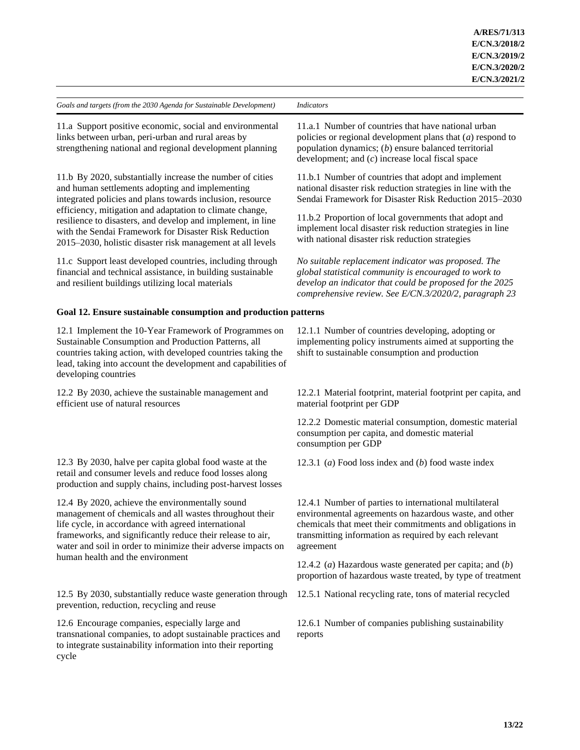| *Goals and targets (from the 2030 Agenda for Sustainable Development)* | *Indicators* |
|---|---|
| 11.a Support positive economic, social and environmental links between urban, peri-urban and rural areas by strengthening national and regional development planning | 11.a.1 Number of countries that have national urban policies or regional development plans that (*a*) respond to population dynamics; (*b*) ensure balanced territorial development; and (*c*) increase local fiscal space |
| 11.b By 2020, substantially increase the number of cities and human settlements adopting and implementing integrated policies and plans towards inclusion, resource efficiency, mitigation and adaptation to climate change, resilience to disasters, and develop and implement, in line with the Sendai Framework for Disaster Risk Reduction 2015–2030, holistic disaster risk management at all levels | 11.b.1 Number of countries that adopt and implement national disaster risk reduction strategies in line with the Sendai Framework for Disaster Risk Reduction 2015–2030 |
| | 11.b.2 Proportion of local governments that adopt and implement local disaster risk reduction strategies in line with national disaster risk reduction strategies |
| 11.c Support least developed countries, including through financial and technical assistance, in building sustainable and resilient buildings utilizing local materials | *No suitable replacement indicator was proposed. The global statistical community is encouraged to work to develop an indicator that could be proposed for the 2025 comprehensive review. See E/CN.3/2020/2, paragraph 23* |
| **Goal 12. Ensure sustainable consumption and production patterns** | |
| 12.1 Implement the 10-Year Framework of Programmes on Sustainable Consumption and Production Patterns, all countries taking action, with developed countries taking the lead, taking into account the development and capabilities of developing countries | 12.1.1 Number of countries developing, adopting or implementing policy instruments aimed at supporting the shift to sustainable consumption and production |
| 12.2 By 2030, achieve the sustainable management and efficient use of natural resources | 12.2.1 Material footprint, material footprint per capita, and material footprint per GDP |
| | 12.2.2 Domestic material consumption, domestic material consumption per capita, and domestic material consumption per GDP |
| 12.3 By 2030, halve per capita global food waste at the retail and consumer levels and reduce food losses along production and supply chains, including post-harvest losses | 12.3.1 (*a*) Food loss index and (*b*) food waste index |
| 12.4 By 2020, achieve the environmentally sound management of chemicals and all wastes throughout their life cycle, in accordance with agreed international frameworks, and significantly reduce their release to air, water and soil in order to minimize their adverse impacts on human health and the environment | 12.4.1 Number of parties to international multilateral environmental agreements on hazardous waste, and other chemicals that meet their commitments and obligations in transmitting information as required by each relevant agreement |
| | 12.4.2 (*a*) Hazardous waste generated per capita; and (*b*) proportion of hazardous waste treated, by type of treatment |
| 12.5 By 2030, substantially reduce waste generation through prevention, reduction, recycling and reuse | 12.5.1 National recycling rate, tons of material recycled |
| 12.6 Encourage companies, especially large and transnational companies, to adopt sustainable practices and to integrate sustainability information into their reporting cycle | 12.6.1 Number of companies publishing sustainability reports |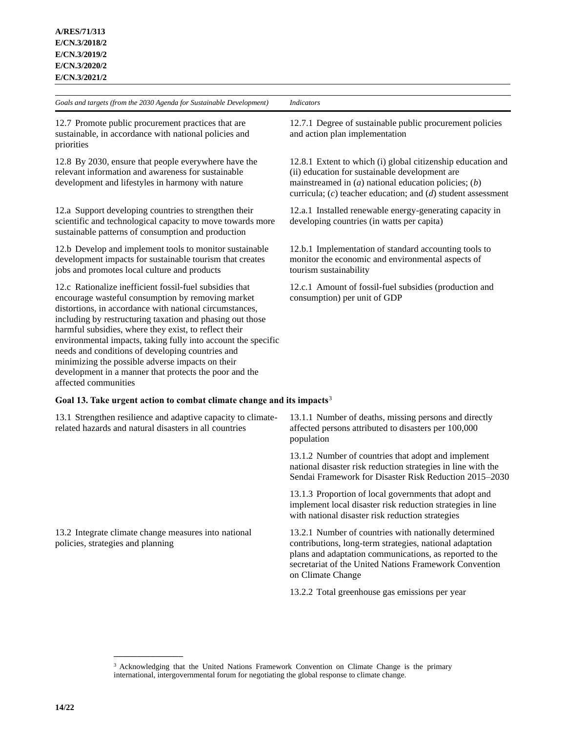| *Goals and targets (from the 2030 Agenda for Sustainable Development)* | *Indicators* |
|---|---|
| 12.7 Promote public procurement practices that are sustainable, in accordance with national policies and priorities | 12.7.1 Degree of sustainable public procurement policies and action plan implementation |
| 12.8 By 2030, ensure that people everywhere have the relevant information and awareness for sustainable development and lifestyles in harmony with nature | 12.8.1 Extent to which (i) global citizenship education and (ii) education for sustainable development are mainstreamed in (*a*) national education policies; (*b*) curricula; (*c*) teacher education; and (*d*) student assessment |
| 12.a Support developing countries to strengthen their scientific and technological capacity to move towards more sustainable patterns of consumption and production | 12.a.1 Installed renewable energy-generating capacity in developing countries (in watts per capita) |
| 12.b Develop and implement tools to monitor sustainable development impacts for sustainable tourism that creates jobs and promotes local culture and products | 12.b.1 Implementation of standard accounting tools to monitor the economic and environmental aspects of tourism sustainability |
| 12.c Rationalize inefficient fossil-fuel subsidies that encourage wasteful consumption by removing market distortions, in accordance with national circumstances, including by restructuring taxation and phasing out those harmful subsidies, where they exist, to reflect their environmental impacts, taking fully into account the specific needs and conditions of developing countries and minimizing the possible adverse impacts on their development in a manner that protects the poor and the affected communities | 12.c.1 Amount of fossil-fuel subsidies (production and consumption) per unit of GDP |
| **Goal 13. Take urgent action to combat climate change and its impacts**[3] | |
| 13.1 Strengthen resilience and adaptive capacity to climate-related hazards and natural disasters in all countries | 13.1.1 Number of deaths, missing persons and directly affected persons attributed to disasters per 100,000 population |
| | 13.1.2 Number of countries that adopt and implement national disaster risk reduction strategies in line with the Sendai Framework for Disaster Risk Reduction 2015–2030 |
| | 13.1.3 Proportion of local governments that adopt and implement local disaster risk reduction strategies in line with national disaster risk reduction strategies |
| 13.2 Integrate climate change measures into national policies, strategies and planning | 13.2.1 Number of countries with nationally determined contributions, long-term strategies, national adaptation plans and adaptation communications, as reported to the secretariat of the United Nations Framework Convention on Climate Change |
| | 13.2.2 Total greenhouse gas emissions per year |

[3] Acknowledging that the United Nations Framework Convention on Climate Change is the primary international, intergovernmental forum for negotiating the global response to climate change.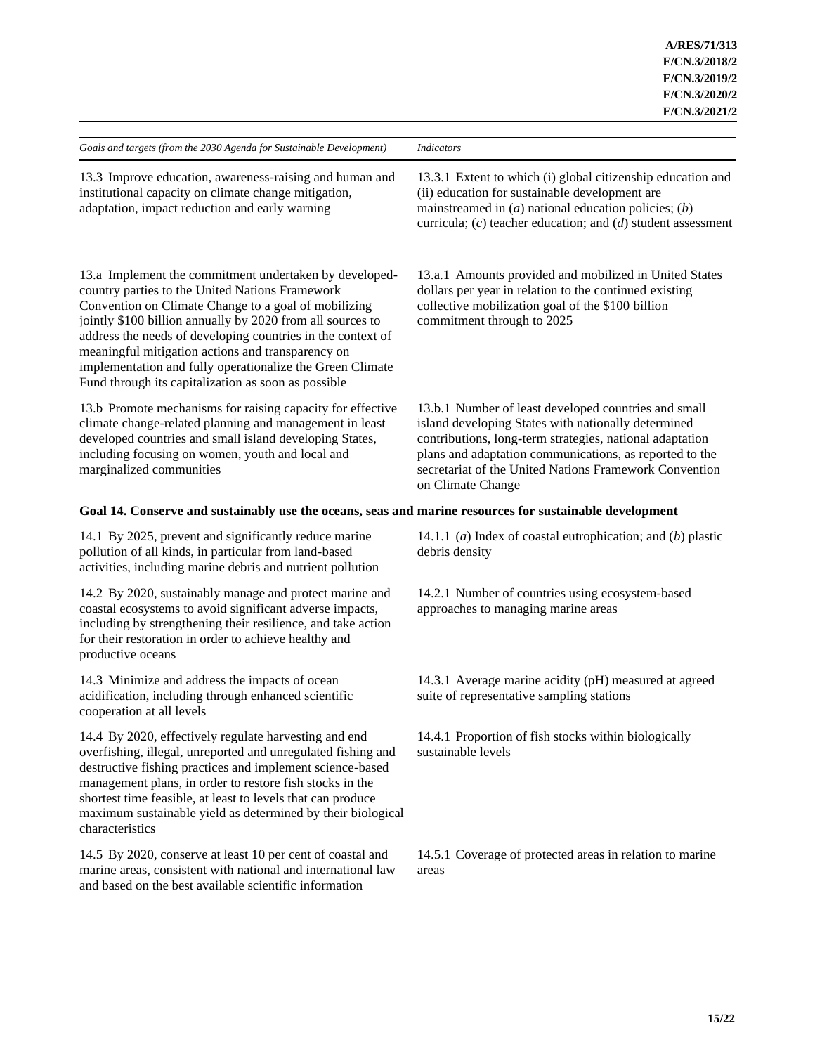| *Goals and targets (from the 2030 Agenda for Sustainable Development)* | *Indicators* |
|---|---|
| 13.3 Improve education, awareness-raising and human and institutional capacity on climate change mitigation, adaptation, impact reduction and early warning | 13.3.1 Extent to which (i) global citizenship education and (ii) education for sustainable development are mainstreamed in (*a*) national education policies; (*b*) curricula; (*c*) teacher education; and (*d*) student assessment |
| 13.a Implement the commitment undertaken by developed-country parties to the United Nations Framework Convention on Climate Change to a goal of mobilizing jointly $100 billion annually by 2020 from all sources to address the needs of developing countries in the context of meaningful mitigation actions and transparency on implementation and fully operationalize the Green Climate Fund through its capitalization as soon as possible | 13.a.1 Amounts provided and mobilized in United States dollars per year in relation to the continued existing collective mobilization goal of the $100 billion commitment through to 2025 |
| 13.b Promote mechanisms for raising capacity for effective climate change-related planning and management in least developed countries and small island developing States, including focusing on women, youth and local and marginalized communities | 13.b.1 Number of least developed countries and small island developing States with nationally determined contributions, long-term strategies, national adaptation plans and adaptation communications, as reported to the secretariat of the United Nations Framework Convention on Climate Change |
| **Goal 14. Conserve and sustainably use the oceans, seas and marine resources for sustainable development** | |
| 14.1 By 2025, prevent and significantly reduce marine pollution of all kinds, in particular from land-based activities, including marine debris and nutrient pollution | 14.1.1 (*a*) Index of coastal eutrophication; and (*b*) plastic debris density |
| 14.2 By 2020, sustainably manage and protect marine and coastal ecosystems to avoid significant adverse impacts, including by strengthening their resilience, and take action for their restoration in order to achieve healthy and productive oceans | 14.2.1 Number of countries using ecosystem-based approaches to managing marine areas |
| 14.3 Minimize and address the impacts of ocean acidification, including through enhanced scientific cooperation at all levels | 14.3.1 Average marine acidity (pH) measured at agreed suite of representative sampling stations |
| 14.4 By 2020, effectively regulate harvesting and end overfishing, illegal, unreported and unregulated fishing and destructive fishing practices and implement science-based management plans, in order to restore fish stocks in the shortest time feasible, at least to levels that can produce maximum sustainable yield as determined by their biological characteristics | 14.4.1 Proportion of fish stocks within biologically sustainable levels |
| 14.5 By 2020, conserve at least 10 per cent of coastal and marine areas, consistent with national and international law and based on the best available scientific information | 14.5.1 Coverage of protected areas in relation to marine areas |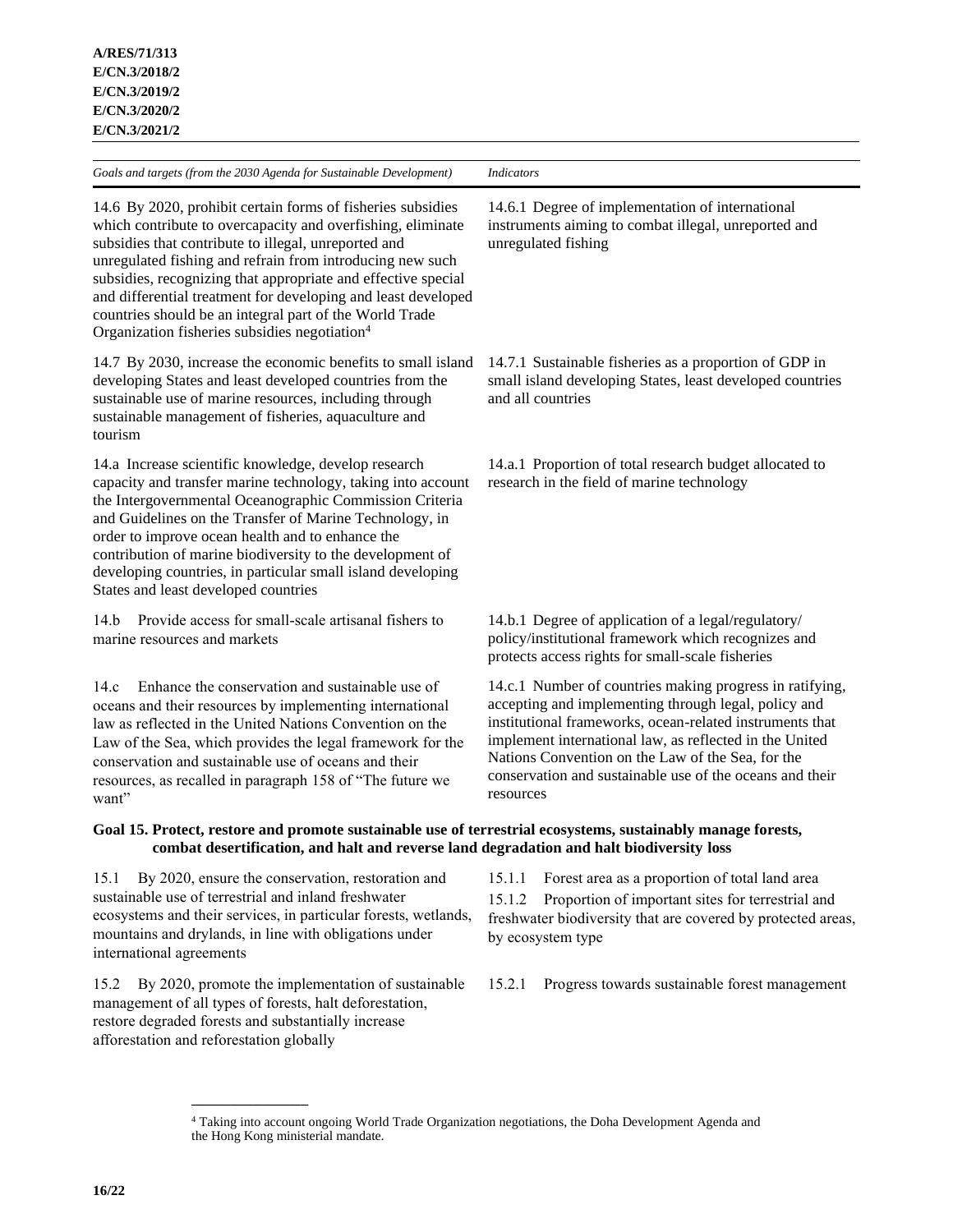| *Goals and targets (from the 2030 Agenda for Sustainable Development)* | *Indicators* |
|---|---|
| 14.6 By 2020, prohibit certain forms of fisheries subsidies which contribute to overcapacity and overfishing, eliminate subsidies that contribute to illegal, unreported and unregulated fishing and refrain from introducing new such subsidies, recognizing that appropriate and effective special and differential treatment for developing and least developed countries should be an integral part of the World Trade Organization fisheries subsidies negotiation[4] | 14.6.1 Degree of implementation of international instruments aiming to combat illegal, unreported and unregulated fishing |
| 14.7 By 2030, increase the economic benefits to small island developing States and least developed countries from the sustainable use of marine resources, including through sustainable management of fisheries, aquaculture and tourism | 14.7.1 Sustainable fisheries as a proportion of GDP in small island developing States, least developed countries and all countries |
| 14.a Increase scientific knowledge, develop research capacity and transfer marine technology, taking into account the Intergovernmental Oceanographic Commission Criteria and Guidelines on the Transfer of Marine Technology, in order to improve ocean health and to enhance the contribution of marine biodiversity to the development of developing countries, in particular small island developing States and least developed countries | 14.a.1 Proportion of total research budget allocated to research in the field of marine technology |
| 14.b Provide access for small-scale artisanal fishers to marine resources and markets | 14.b.1 Degree of application of a legal/regulatory/policy/institutional framework which recognizes and protects access rights for small-scale fisheries |
| 14.c Enhance the conservation and sustainable use of oceans and their resources by implementing international law as reflected in the United Nations Convention on the Law of the Sea, which provides the legal framework for the conservation and sustainable use of oceans and their resources, as recalled in paragraph 158 of "The future we want" | 14.c.1 Number of countries making progress in ratifying, accepting and implementing through legal, policy and institutional frameworks, ocean-related instruments that implement international law, as reflected in the United Nations Convention on the Law of the Sea, for the conservation and sustainable use of the oceans and their resources |
| **Goal 15. Protect, restore and promote sustainable use of terrestrial ecosystems, sustainably manage forests, combat desertification, and halt and reverse land degradation and halt biodiversity loss** | |
| 15.1 By 2020, ensure the conservation, restoration and sustainable use of terrestrial and inland freshwater ecosystems and their services, in particular forests, wetlands, mountains and drylands, in line with obligations under international agreements | 15.1.1 Forest area as a proportion of total land area<br>15.1.2 Proportion of important sites for terrestrial and freshwater biodiversity that are covered by protected areas, by ecosystem type |
| 15.2 By 2020, promote the implementation of sustainable management of all types of forests, halt deforestation, restore degraded forests and substantially increase afforestation and reforestation globally | 15.2.1 Progress towards sustainable forest management |

[4] Taking into account ongoing World Trade Organization negotiations, the Doha Development Agenda and the Hong Kong ministerial mandate.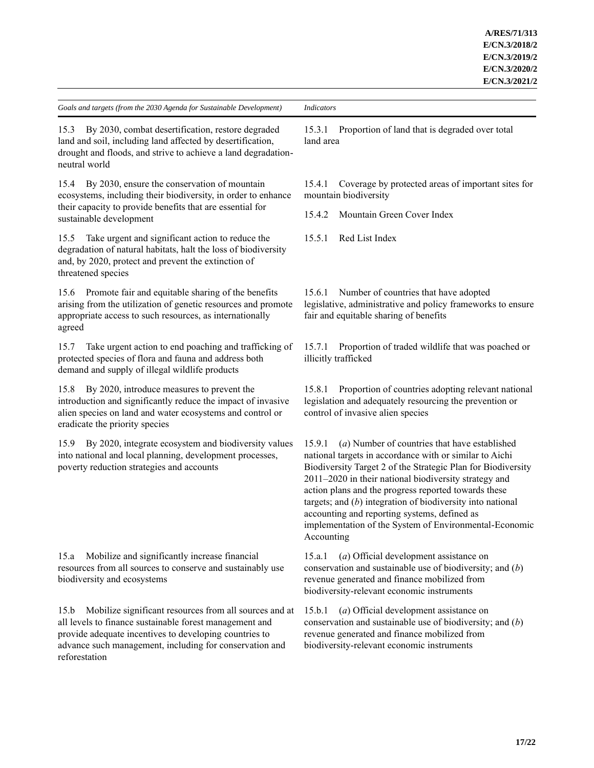| *Goals and targets (from the 2030 Agenda for Sustainable Development)* | *Indicators* |
|---|---|
| 15.3 By 2030, combat desertification, restore degraded land and soil, including land affected by desertification, drought and floods, and strive to achieve a land degradation-neutral world | 15.3.1 Proportion of land that is degraded over total land area |
| 15.4 By 2030, ensure the conservation of mountain ecosystems, including their biodiversity, in order to enhance their capacity to provide benefits that are essential for sustainable development | 15.4.1 Coverage by protected areas of important sites for mountain biodiversity<br>15.4.2 Mountain Green Cover Index |
| 15.5 Take urgent and significant action to reduce the degradation of natural habitats, halt the loss of biodiversity and, by 2020, protect and prevent the extinction of threatened species | 15.5.1 Red List Index |
| 15.6 Promote fair and equitable sharing of the benefits arising from the utilization of genetic resources and promote appropriate access to such resources, as internationally agreed | 15.6.1 Number of countries that have adopted legislative, administrative and policy frameworks to ensure fair and equitable sharing of benefits |
| 15.7 Take urgent action to end poaching and trafficking of protected species of flora and fauna and address both demand and supply of illegal wildlife products | 15.7.1 Proportion of traded wildlife that was poached or illicitly trafficked |
| 15.8 By 2020, introduce measures to prevent the introduction and significantly reduce the impact of invasive alien species on land and water ecosystems and control or eradicate the priority species | 15.8.1 Proportion of countries adopting relevant national legislation and adequately resourcing the prevention or control of invasive alien species |
| 15.9 By 2020, integrate ecosystem and biodiversity values into national and local planning, development processes, poverty reduction strategies and accounts | 15.9.1 (*a*) Number of countries that have established national targets in accordance with or similar to Aichi Biodiversity Target 2 of the Strategic Plan for Biodiversity 2011–2020 in their national biodiversity strategy and action plans and the progress reported towards these targets; and (*b*) integration of biodiversity into national accounting and reporting systems, defined as implementation of the System of Environmental-Economic Accounting |
| 15.a Mobilize and significantly increase financial resources from all sources to conserve and sustainably use biodiversity and ecosystems | 15.a.1 (*a*) Official development assistance on conservation and sustainable use of biodiversity; and (*b*) revenue generated and finance mobilized from biodiversity-relevant economic instruments |
| 15.b Mobilize significant resources from all sources and at all levels to finance sustainable forest management and provide adequate incentives to developing countries to advance such management, including for conservation and reforestation | 15.b.1 (*a*) Official development assistance on conservation and sustainable use of biodiversity; and (*b*) revenue generated and finance mobilized from biodiversity-relevant economic instruments |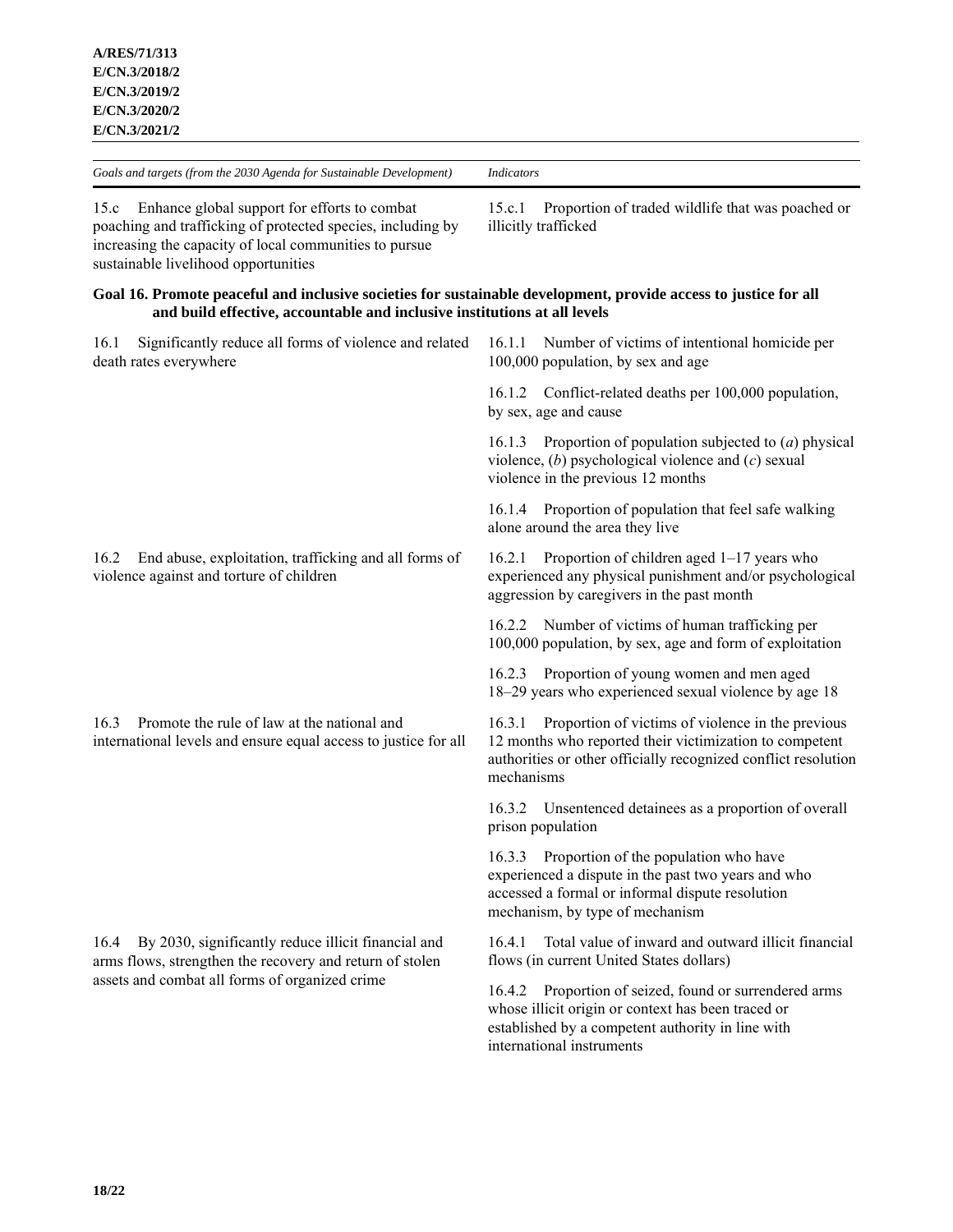| *Goals and targets (from the 2030 Agenda for Sustainable Development)* | *Indicators* |
|---|---|
| 15.c Enhance global support for efforts to combat poaching and trafficking of protected species, including by increasing the capacity of local communities to pursue sustainable livelihood opportunities | 15.c.1 Proportion of traded wildlife that was poached or illicitly trafficked |
| **Goal 16. Promote peaceful and inclusive societies for sustainable development, provide access to justice for all and build effective, accountable and inclusive institutions at all levels** | |
| 16.1 Significantly reduce all forms of violence and related death rates everywhere | 16.1.1 Number of victims of intentional homicide per 100,000 population, by sex and age |
| | 16.1.2 Conflict-related deaths per 100,000 population, by sex, age and cause |
| | 16.1.3 Proportion of population subjected to (*a*) physical violence, (*b*) psychological violence and (*c*) sexual violence in the previous 12 months |
| | 16.1.4 Proportion of population that feel safe walking alone around the area they live |
| 16.2 End abuse, exploitation, trafficking and all forms of violence against and torture of children | 16.2.1 Proportion of children aged 1–17 years who experienced any physical punishment and/or psychological aggression by caregivers in the past month |
| | 16.2.2 Number of victims of human trafficking per 100,000 population, by sex, age and form of exploitation |
| | 16.2.3 Proportion of young women and men aged 18–29 years who experienced sexual violence by age 18 |
| 16.3 Promote the rule of law at the national and international levels and ensure equal access to justice for all | 16.3.1 Proportion of victims of violence in the previous 12 months who reported their victimization to competent authorities or other officially recognized conflict resolution mechanisms |
| | 16.3.2 Unsentenced detainees as a proportion of overall prison population |
| | 16.3.3 Proportion of the population who have experienced a dispute in the past two years and who accessed a formal or informal dispute resolution mechanism, by type of mechanism |
| 16.4 By 2030, significantly reduce illicit financial and arms flows, strengthen the recovery and return of stolen assets and combat all forms of organized crime | 16.4.1 Total value of inward and outward illicit financial flows (in current United States dollars) |
| | 16.4.2 Proportion of seized, found or surrendered arms whose illicit origin or context has been traced or established by a competent authority in line with international instruments |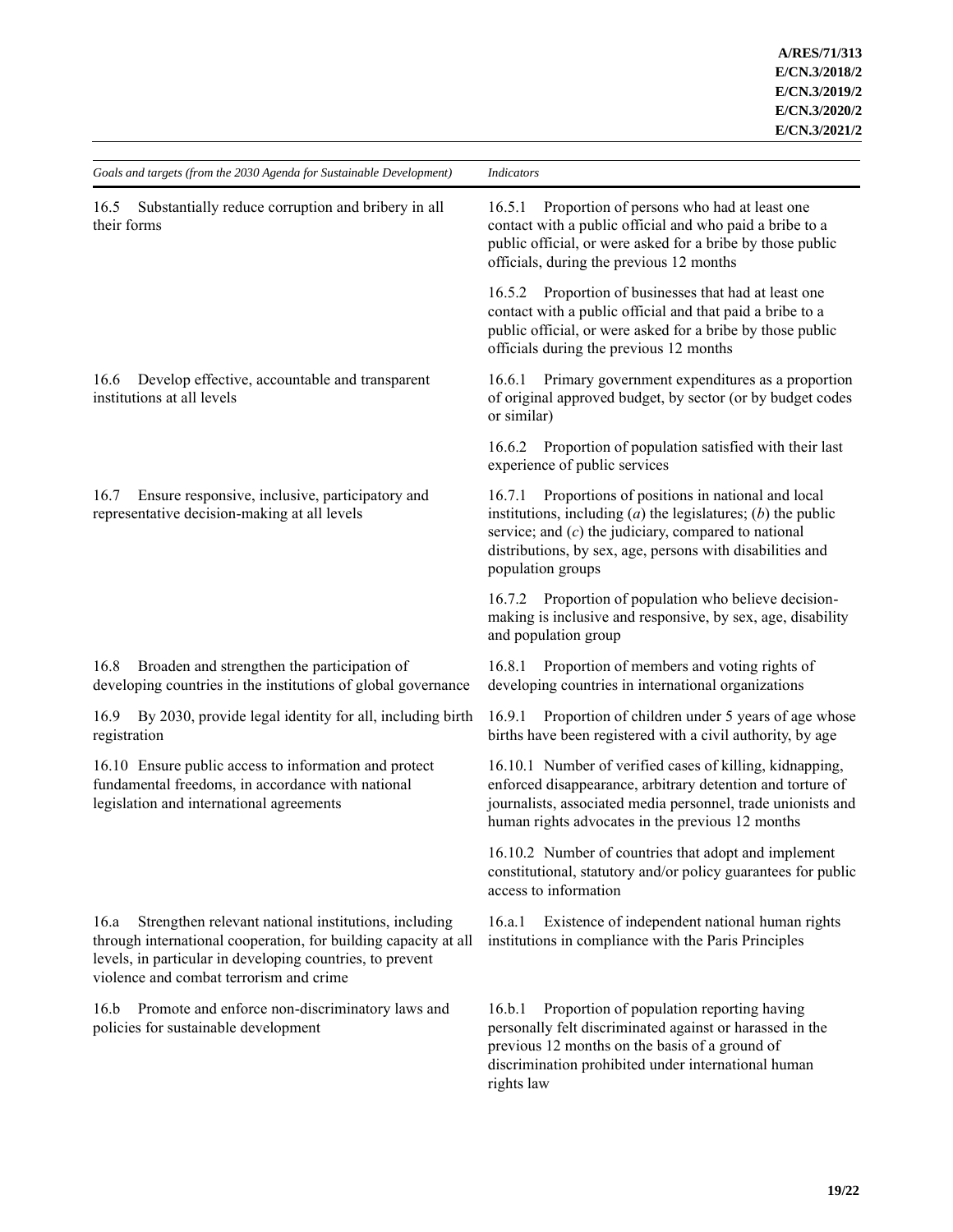| *Goals and targets (from the 2030 Agenda for Sustainable Development)* | *Indicators* |
|---|---|
| 16.5 Substantially reduce corruption and bribery in all their forms | 16.5.1 Proportion of persons who had at least one contact with a public official and who paid a bribe to a public official, or were asked for a bribe by those public officials, during the previous 12 months |
| | 16.5.2 Proportion of businesses that had at least one contact with a public official and that paid a bribe to a public official, or were asked for a bribe by those public officials during the previous 12 months |
| 16.6 Develop effective, accountable and transparent institutions at all levels | 16.6.1 Primary government expenditures as a proportion of original approved budget, by sector (or by budget codes or similar) |
| | 16.6.2 Proportion of population satisfied with their last experience of public services |
| 16.7 Ensure responsive, inclusive, participatory and representative decision-making at all levels | 16.7.1 Proportions of positions in national and local institutions, including (*a*) the legislatures; (*b*) the public service; and (*c*) the judiciary, compared to national distributions, by sex, age, persons with disabilities and population groups |
| | 16.7.2 Proportion of population who believe decision-making is inclusive and responsive, by sex, age, disability and population group |
| 16.8 Broaden and strengthen the participation of developing countries in the institutions of global governance | 16.8.1 Proportion of members and voting rights of developing countries in international organizations |
| 16.9 By 2030, provide legal identity for all, including birth registration | 16.9.1 Proportion of children under 5 years of age whose births have been registered with a civil authority, by age |
| 16.10 Ensure public access to information and protect fundamental freedoms, in accordance with national legislation and international agreements | 16.10.1 Number of verified cases of killing, kidnapping, enforced disappearance, arbitrary detention and torture of journalists, associated media personnel, trade unionists and human rights advocates in the previous 12 months |
| | 16.10.2 Number of countries that adopt and implement constitutional, statutory and/or policy guarantees for public access to information |
| 16.a Strengthen relevant national institutions, including through international cooperation, for building capacity at all levels, in particular in developing countries, to prevent violence and combat terrorism and crime | 16.a.1 Existence of independent national human rights institutions in compliance with the Paris Principles |
| 16.b Promote and enforce non-discriminatory laws and policies for sustainable development | 16.b.1 Proportion of population reporting having personally felt discriminated against or harassed in the previous 12 months on the basis of a ground of discrimination prohibited under international human rights law |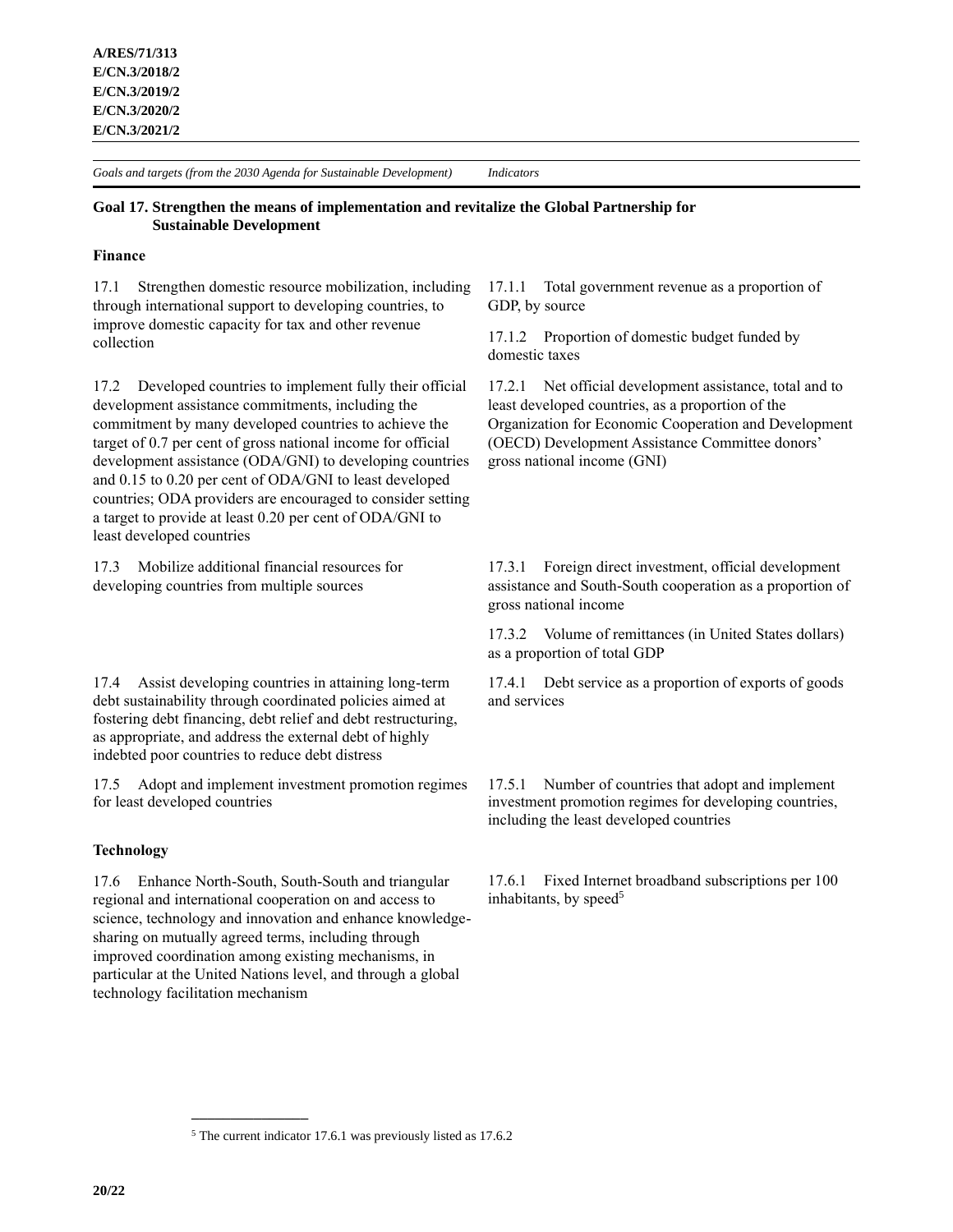| *Goals and targets (from the 2030 Agenda for Sustainable Development)* | *Indicators* |
|---|---|
| **Goal 17. Strengthen the means of implementation and revitalize the Global Partnership for Sustainable Development** | |
| **Finance** | |
| 17.1 Strengthen domestic resource mobilization, including through international support to developing countries, to improve domestic capacity for tax and other revenue collection | 17.1.1 Total government revenue as a proportion of GDP, by source<br><br>17.1.2 Proportion of domestic budget funded by domestic taxes |
| 17.2 Developed countries to implement fully their official development assistance commitments, including the commitment by many developed countries to achieve the target of 0.7 per cent of gross national income for official development assistance (ODA/GNI) to developing countries and 0.15 to 0.20 per cent of ODA/GNI to least developed countries; ODA providers are encouraged to consider setting a target to provide at least 0.20 per cent of ODA/GNI to least developed countries | 17.2.1 Net official development assistance, total and to least developed countries, as a proportion of the Organization for Economic Cooperation and Development (OECD) Development Assistance Committee donors' gross national income (GNI) |
| 17.3 Mobilize additional financial resources for developing countries from multiple sources | 17.3.1 Foreign direct investment, official development assistance and South-South cooperation as a proportion of gross national income<br><br>17.3.2 Volume of remittances (in United States dollars) as a proportion of total GDP |
| 17.4 Assist developing countries in attaining long-term debt sustainability through coordinated policies aimed at fostering debt financing, debt relief and debt restructuring, as appropriate, and address the external debt of highly indebted poor countries to reduce debt distress | 17.4.1 Debt service as a proportion of exports of goods and services |
| 17.5 Adopt and implement investment promotion regimes for least developed countries | 17.5.1 Number of countries that adopt and implement investment promotion regimes for developing countries, including the least developed countries |
| **Technology** | |
| 17.6 Enhance North-South, South-South and triangular regional and international cooperation on and access to science, technology and innovation and enhance knowledge-sharing on mutually agreed terms, including through improved coordination among existing mechanisms, in particular at the United Nations level, and through a global technology facilitation mechanism | 17.6.1 Fixed Internet broadband subscriptions per 100 inhabitants, by speed[5] |

[5] The current indicator 17.6.1 was previously listed as 17.6.2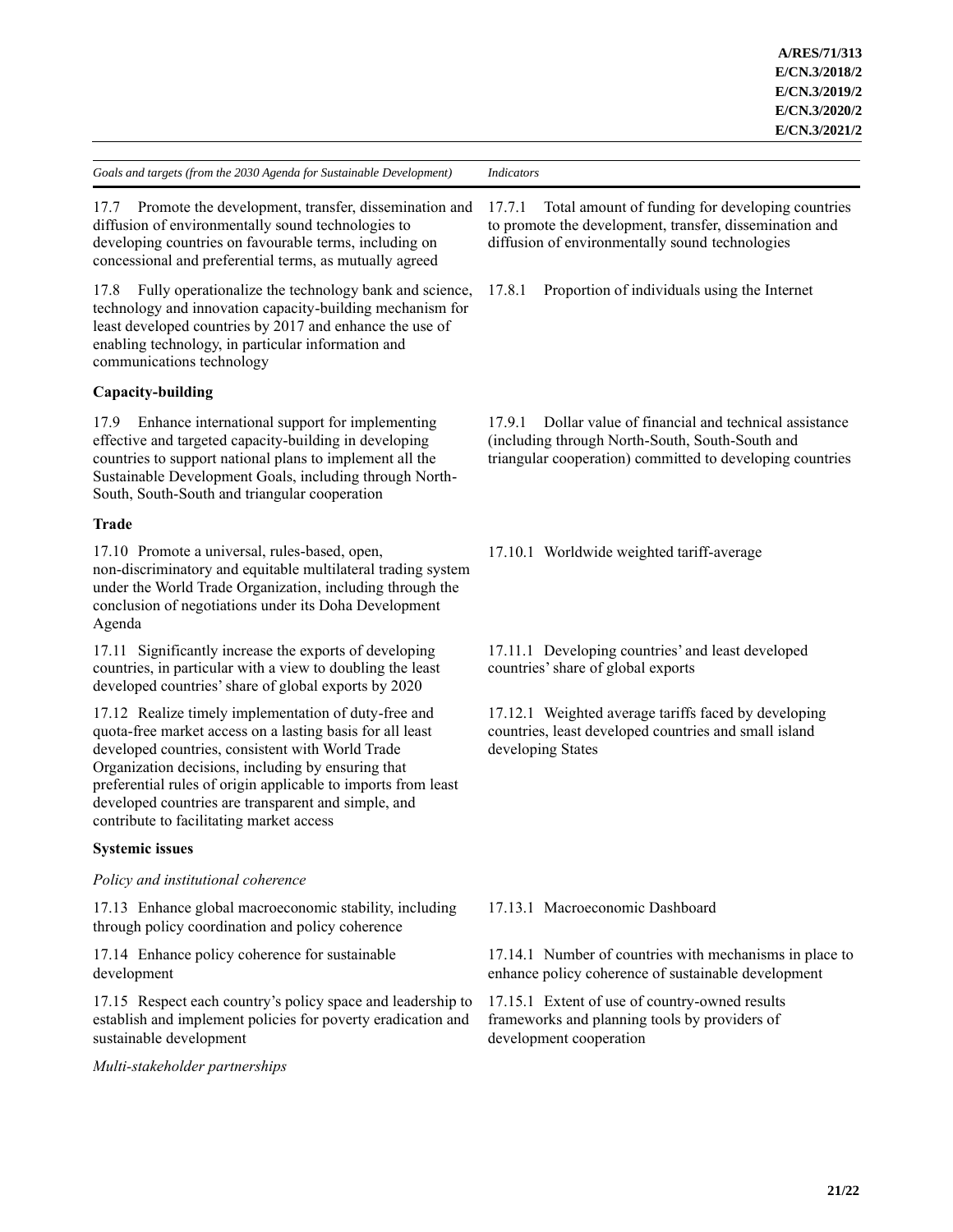| Goals and targets (from the 2030 Agenda for Sustainable Development) | Indicators |
|---|---|
| 17.7 Promote the development, transfer, dissemination and diffusion of environmentally sound technologies to developing countries on favourable terms, including on concessional and preferential terms, as mutually agreed | 17.7.1 Total amount of funding for developing countries to promote the development, transfer, dissemination and diffusion of environmentally sound technologies |
| 17.8 Fully operationalize the technology bank and science, technology and innovation capacity-building mechanism for least developed countries by 2017 and enhance the use of enabling technology, in particular information and communications technology | 17.8.1 Proportion of individuals using the Internet |
| **Capacity-building** | |
| 17.9 Enhance international support for implementing effective and targeted capacity-building in developing countries to support national plans to implement all the Sustainable Development Goals, including through North-South, South-South and triangular cooperation | 17.9.1 Dollar value of financial and technical assistance (including through North-South, South-South and triangular cooperation) committed to developing countries |
| **Trade** | |
| 17.10 Promote a universal, rules-based, open, non-discriminatory and equitable multilateral trading system under the World Trade Organization, including through the conclusion of negotiations under its Doha Development Agenda | 17.10.1 Worldwide weighted tariff-average |
| 17.11 Significantly increase the exports of developing countries, in particular with a view to doubling the least developed countries' share of global exports by 2020 | 17.11.1 Developing countries' and least developed countries' share of global exports |
| 17.12 Realize timely implementation of duty-free and quota-free market access on a lasting basis for all least developed countries, consistent with World Trade Organization decisions, including by ensuring that preferential rules of origin applicable to imports from least developed countries are transparent and simple, and contribute to facilitating market access | 17.12.1 Weighted average tariffs faced by developing countries, least developed countries and small island developing States |
| **Systemic issues** | |
| *Policy and institutional coherence* | |
| 17.13 Enhance global macroeconomic stability, including through policy coordination and policy coherence | 17.13.1 Macroeconomic Dashboard |
| 17.14 Enhance policy coherence for sustainable development | 17.14.1 Number of countries with mechanisms in place to enhance policy coherence of sustainable development |
| 17.15 Respect each country's policy space and leadership to establish and implement policies for poverty eradication and sustainable development | 17.15.1 Extent of use of country-owned results frameworks and planning tools by providers of development cooperation |
| *Multi-stakeholder partnerships* | |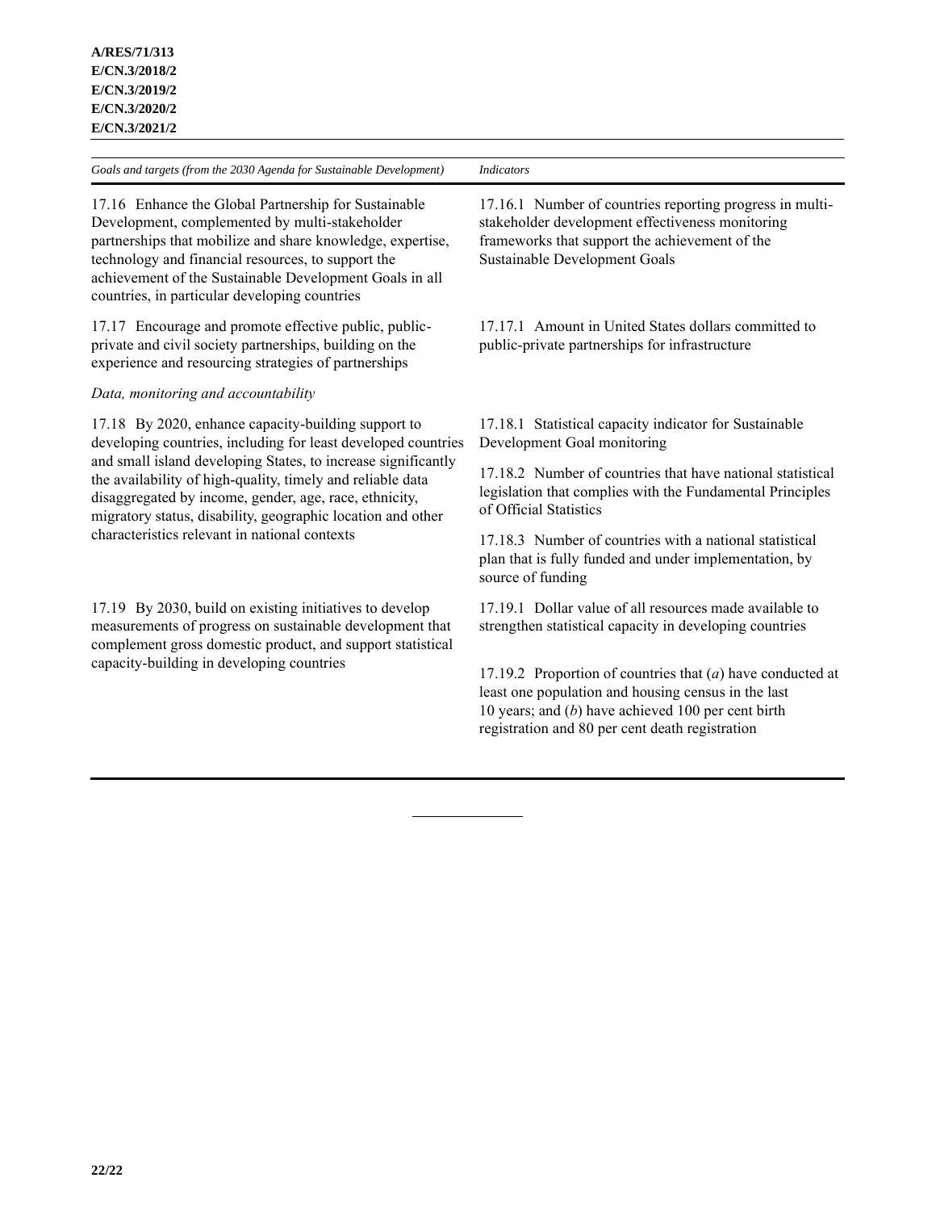| *Goals and targets (from the 2030 Agenda for Sustainable Development)* | *Indicators* |
| --- | --- |
| 17.16 Enhance the Global Partnership for Sustainable Development, complemented by multi-stakeholder partnerships that mobilize and share knowledge, expertise, technology and financial resources, to support the achievement of the Sustainable Development Goals in all countries, in particular developing countries | 17.16.1 Number of countries reporting progress in multi-stakeholder development effectiveness monitoring frameworks that support the achievement of the Sustainable Development Goals |
| 17.17 Encourage and promote effective public, public-private and civil society partnerships, building on the experience and resourcing strategies of partnerships | 17.17.1 Amount in United States dollars committed to public-private partnerships for infrastructure |
| *Data, monitoring and accountability* | |
| 17.18 By 2020, enhance capacity-building support to developing countries, including for least developed countries and small island developing States, to increase significantly the availability of high-quality, timely and reliable data disaggregated by income, gender, age, race, ethnicity, migratory status, disability, geographic location and other characteristics relevant in national contexts | 17.18.1 Statistical capacity indicator for Sustainable Development Goal monitoring<br><br>17.18.2 Number of countries that have national statistical legislation that complies with the Fundamental Principles of Official Statistics<br><br>17.18.3 Number of countries with a national statistical plan that is fully funded and under implementation, by source of funding |
| 17.19 By 2030, build on existing initiatives to develop measurements of progress on sustainable development that complement gross domestic product, and support statistical capacity-building in developing countries | 17.19.1 Dollar value of all resources made available to strengthen statistical capacity in developing countries<br><br>17.19.2 Proportion of countries that (*a*) have conducted at least one population and housing census in the last 10 years; and (*b*) have achieved 100 per cent birth registration and 80 per cent death registration |